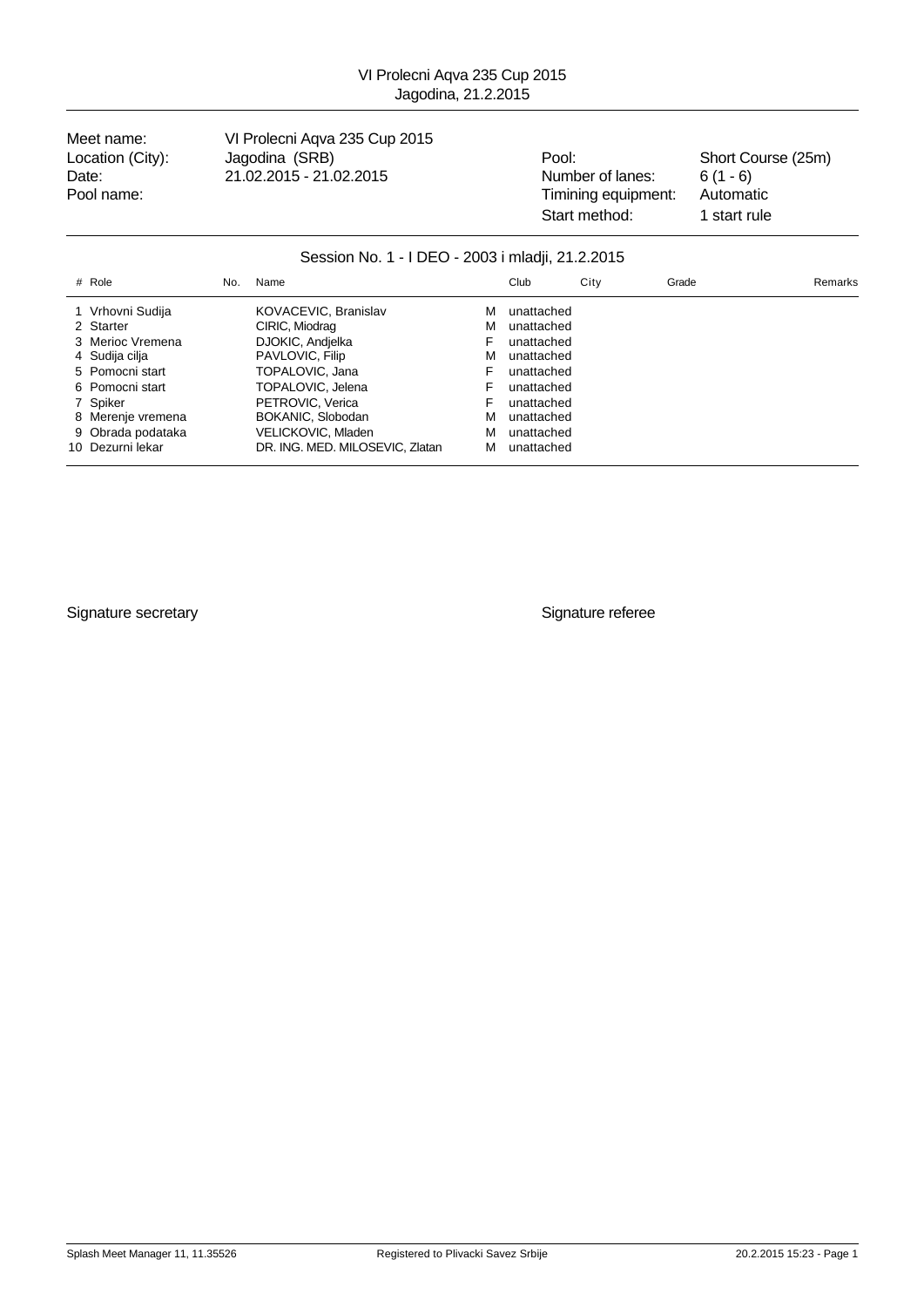# VI Prolecni Aqva 235 Cup 2015
Jagodina, 21.2.2015

| | | | |
|---|---|---|---|
| Meet name: | VI Prolecni Aqva 235 Cup 2015 | | |
| Location (City): | Jagodina (SRB) | Pool: | Short Course (25m) |
| Date: | 21.02.2015 - 21.02.2015 | Number of lanes: | 6 (1 - 6) |
| Pool name: | | Timining equipment: | Automatic |
| | | Start method: | 1 start rule |

## Session No. 1 - I DEO - 2003 i mladji, 21.2.2015

| # | Role | No. | Name | | Club | City | Grade | Remarks |
|---|---|---|---|---|---|---|---|---|
| 1 | Vrhovni Sudija | | KOVACEVIC, Branislav | M | unattached | | | |
| 2 | Starter | | CIRIC, Miodrag | M | unattached | | | |
| 3 | Merioc Vremena | | DJOKIC, Andjelka | F | unattached | | | |
| 4 | Sudija cilja | | PAVLOVIC, Filip | M | unattached | | | |
| 5 | Pomocni start | | TOPALOVIC, Jana | F | unattached | | | |
| 6 | Pomocni start | | TOPALOVIC, Jelena | F | unattached | | | |
| 7 | Spiker | | PETROVIC, Verica | F | unattached | | | |
| 8 | Merenje vremena | | BOKANIC, Slobodan | M | unattached | | | |
| 9 | Obrada podataka | | VELICKOVIC, Mladen | M | unattached | | | |
| 10 | Dezurni lekar | | DR. ING. MED. MILOSEVIC, Zlatan | M | unattached | | | |

Signature secretary

Signature referee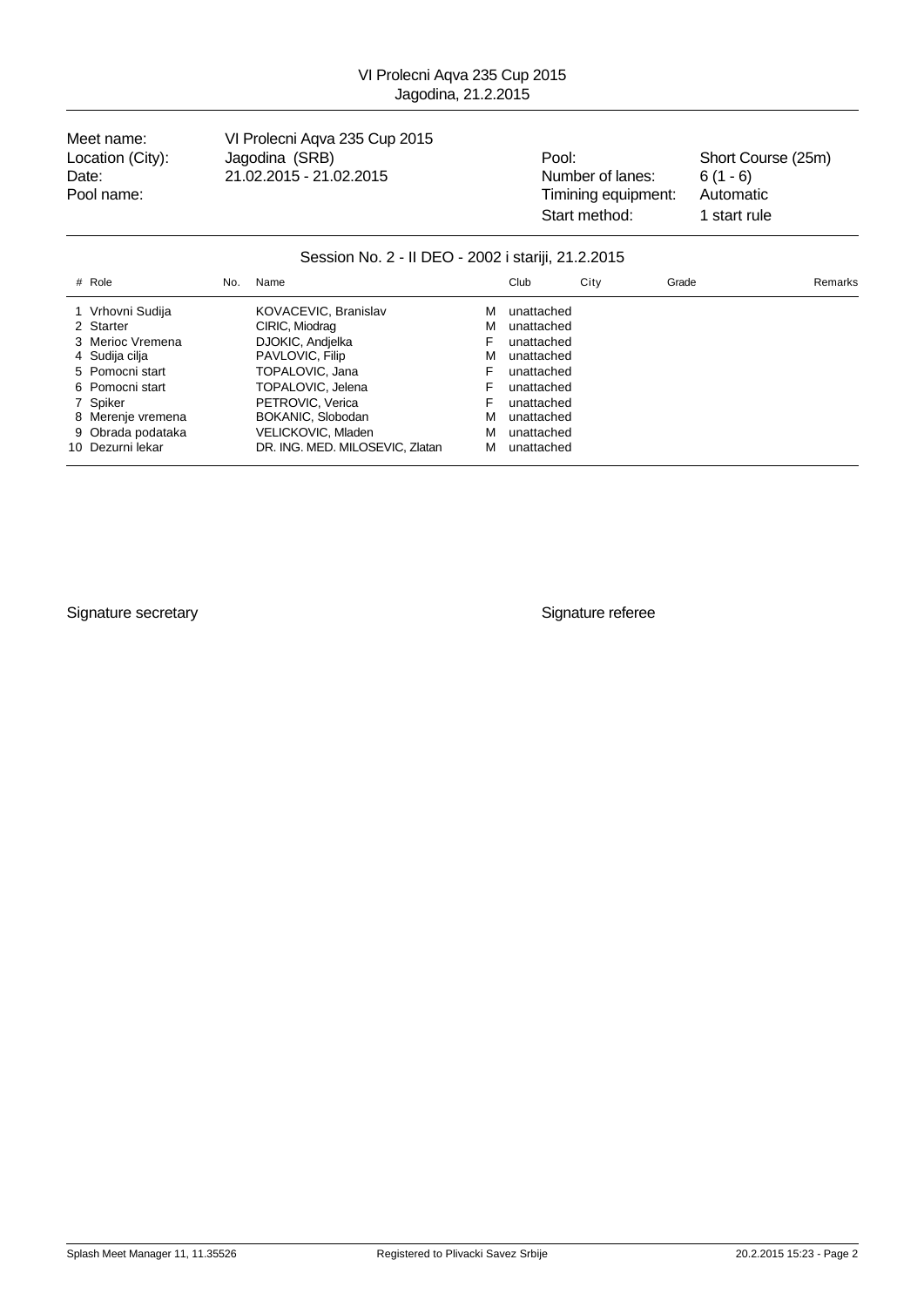VI Prolecni Aqva 235 Cup 2015
Jagodina, 21.2.2015

| | | | |
|---|---|---|---|
| Meet name: | VI Prolecni Aqva 235 Cup 2015 | | |
| Location (City): | Jagodina (SRB) | Pool: | Short Course (25m) |
| Date: | 21.02.2015 - 21.02.2015 | Number of lanes: | 6 (1 - 6) |
| Pool name: | | Timining equipment: | Automatic |
| | | Start method: | 1 start rule |

## Session No. 2 - II DEO - 2002 i stariji, 21.2.2015

| # | Role | No. | Name | | Club | City | Grade | Remarks |
|---|---|---|---|---|---|---|---|---|
| 1 | Vrhovni Sudija | | KOVACEVIC, Branislav | M | unattached | | | |
| 2 | Starter | | CIRIC, Miodrag | M | unattached | | | |
| 3 | Merioc Vremena | | DJOKIC, Andjelka | F | unattached | | | |
| 4 | Sudija cilja | | PAVLOVIC, Filip | M | unattached | | | |
| 5 | Pomocni start | | TOPALOVIC, Jana | F | unattached | | | |
| 6 | Pomocni start | | TOPALOVIC, Jelena | F | unattached | | | |
| 7 | Spiker | | PETROVIC, Verica | F | unattached | | | |
| 8 | Merenje vremena | | BOKANIC, Slobodan | M | unattached | | | |
| 9 | Obrada podataka | | VELICKOVIC, Mladen | M | unattached | | | |
| 10 | Dezurni lekar | | DR. ING. MED. MILOSEVIC, Zlatan | M | unattached | | | |

Signature secretary

Signature referee

Splash Meet Manager 11, 11.35526 Registered to Plivacki Savez Srbije 20.2.2015 15:23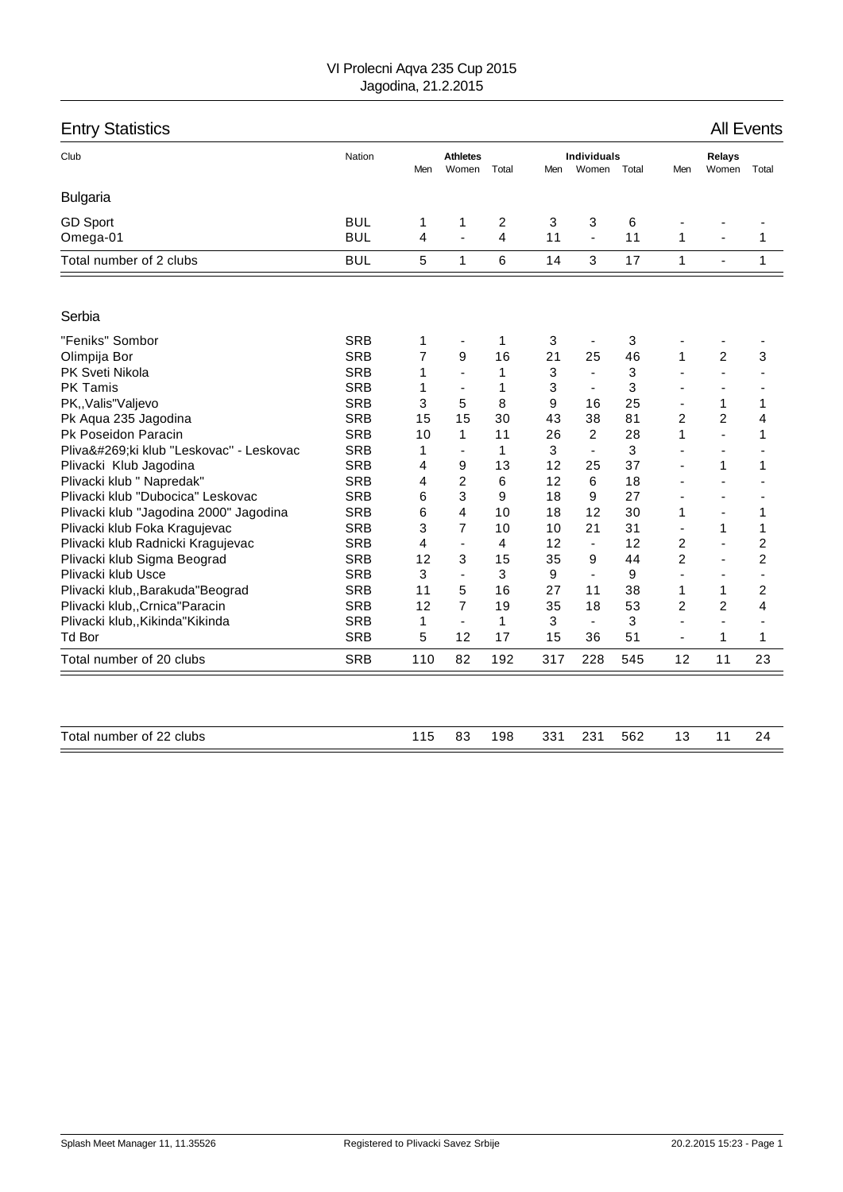VI Prolecni Aqva 235 Cup 2015
Jagodina, 21.2.2015

## Entry Statistics

All Events

| Club | Nation | Athletes | | | Individuals | | | Relays | | |
|---|---|---|---|---|---|---|---|---|---|---|
| | | Men | Women | Total | Men | Women | Total | Men | Women | Total |
| **Bulgaria** | | | | | | | | | | |
| GD Sport | BUL | 1 | 1 | 2 | 3 | 3 | 6 | - | - | - |
| Omega-01 | BUL | 4 | - | 4 | 11 | - | 11 | 1 | - | 1 |
| Total number of 2 clubs | BUL | 5 | 1 | 6 | 14 | 3 | 17 | 1 | - | 1 |
| **Serbia** | | | | | | | | | | |
| "Feniks" Sombor | SRB | 1 | - | 1 | 3 | - | 3 | - | - | - |
| Olimpija Bor | SRB | 7 | 9 | 16 | 21 | 25 | 46 | 1 | 2 | 3 |
| PK Sveti Nikola | SRB | 1 | - | 1 | 3 | - | 3 | - | - | - |
| PK Tamis | SRB | 1 | - | 1 | 3 | - | 3 | - | - | - |
| PK,,Valis"Valjevo | SRB | 3 | 5 | 8 | 9 | 16 | 25 | - | 1 | 1 |
| Pk Aqua 235 Jagodina | SRB | 15 | 15 | 30 | 43 | 38 | 81 | 2 | 2 | 4 |
| Pk Poseidon Paracin | SRB | 10 | 1 | 11 | 26 | 2 | 28 | 1 | - | 1 |
| Pliva&#269;ki klub "Leskovac" - Leskovac | SRB | 1 | - | 1 | 3 | - | 3 | - | - | - |
| Plivacki Klub Jagodina | SRB | 4 | 9 | 13 | 12 | 25 | 37 | - | 1 | 1 |
| Plivacki klub " Napredak" | SRB | 4 | 2 | 6 | 12 | 6 | 18 | - | - | - |
| Plivacki klub "Dubocica" Leskovac | SRB | 6 | 3 | 9 | 18 | 9 | 27 | - | - | - |
| Plivacki klub "Jagodina 2000" Jagodina | SRB | 6 | 4 | 10 | 18 | 12 | 30 | 1 | - | 1 |
| Plivacki klub Foka Kragujevac | SRB | 3 | 7 | 10 | 10 | 21 | 31 | - | 1 | 1 |
| Plivacki klub Radnicki Kragujevac | SRB | 4 | - | 4 | 12 | - | 12 | 2 | - | 2 |
| Plivacki klub Sigma Beograd | SRB | 12 | 3 | 15 | 35 | 9 | 44 | 2 | - | 2 |
| Plivacki klub Usce | SRB | 3 | - | 3 | 9 | - | 9 | - | - | - |
| Plivacki klub,,Barakuda"Beograd | SRB | 11 | 5 | 16 | 27 | 11 | 38 | 1 | 1 | 2 |
| Plivacki klub,,Crnica"Paracin | SRB | 12 | 7 | 19 | 35 | 18 | 53 | 2 | 2 | 4 |
| Plivacki klub,,Kikinda"Kikinda | SRB | 1 | - | 1 | 3 | - | 3 | - | - | - |
| Td Bor | SRB | 5 | 12 | 17 | 15 | 36 | 51 | - | 1 | 1 |
| Total number of 20 clubs | SRB | 110 | 82 | 192 | 317 | 228 | 545 | 12 | 11 | 23 |
| Total number of 22 clubs | | 115 | 83 | 198 | 331 | 231 | 562 | 13 | 11 | 24 |

Splash Meet Manager 11, 11.35526 Registered to Plivacki Savez Srbije 20.2.2015 15:23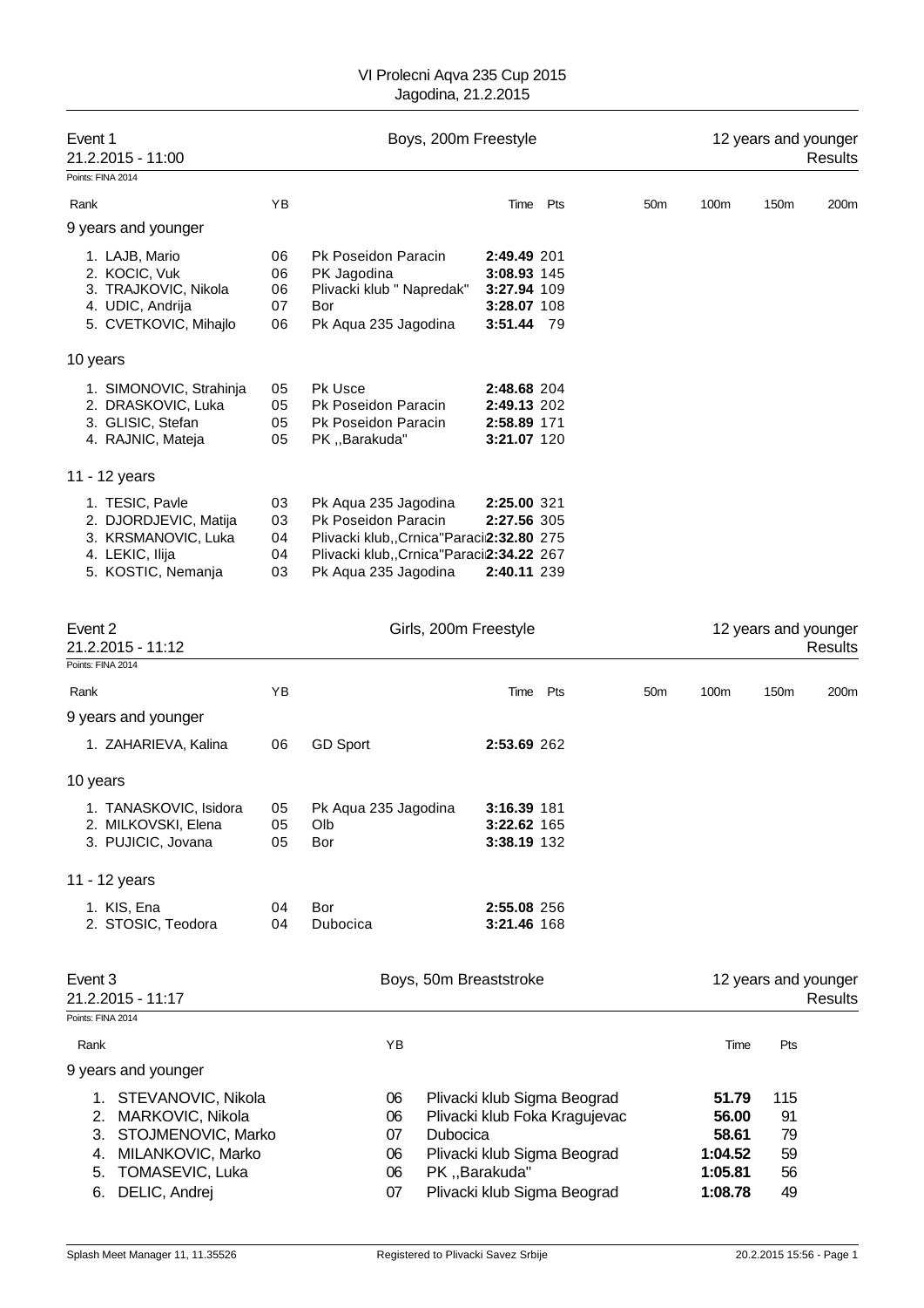VI Prolecni Aqva 235 Cup 2015
Jagodina, 21.2.2015

## Event 1 — Boys, 200m Freestyle — 12 years and younger

21.2.2015 - 11:00 — Results

Points: FINA 2014

| Rank | YB | | Time | Pts | 50m | 100m | 150m | 200m |
|---|---|---|---|---|---|---|---|---|
| **9 years and younger** | | | | | | | | |
| 1. LAJB, Mario | 06 | Pk Poseidon Paracin | **2:49.49** | 201 | | | | |
| 2. KOCIC, Vuk | 06 | PK Jagodina | **3:08.93** | 145 | | | | |
| 3. TRAJKOVIC, Nikola | 06 | Plivacki klub " Napredak" | **3:27.94** | 109 | | | | |
| 4. UDIC, Andrija | 07 | Bor | **3:28.07** | 108 | | | | |
| 5. CVETKOVIC, Mihajlo | 06 | Pk Aqua 235 Jagodina | **3:51.44** | 79 | | | | |
| **10 years** | | | | | | | | |
| 1. SIMONOVIC, Strahinja | 05 | Pk Usce | **2:48.68** | 204 | | | | |
| 2. DRASKOVIC, Luka | 05 | Pk Poseidon Paracin | **2:49.13** | 202 | | | | |
| 3. GLISIC, Stefan | 05 | Pk Poseidon Paracin | **2:58.89** | 171 | | | | |
| 4. RAJNIC, Mateja | 05 | PK ,,Barakuda" | **3:21.07** | 120 | | | | |
| **11 - 12 years** | | | | | | | | |
| 1. TESIC, Pavle | 03 | Pk Aqua 235 Jagodina | **2:25.00** | 321 | | | | |
| 2. DJORDJEVIC, Matija | 03 | Pk Poseidon Paracin | **2:27.56** | 305 | | | | |
| 3. KRSMANOVIC, Luka | 04 | Plivacki klub,,Crnica"Paraci | **2:32.80** | 275 | | | | |
| 4. LEKIC, Ilija | 04 | Plivacki klub,,Crnica"Paraci | **2:34.22** | 267 | | | | |
| 5. KOSTIC, Nemanja | 03 | Pk Aqua 235 Jagodina | **2:40.11** | 239 | | | | |

## Event 2 — Girls, 200m Freestyle — 12 years and younger

21.2.2015 - 11:12 — Results

Points: FINA 2014

| Rank | YB | | Time | Pts | 50m | 100m | 150m | 200m |
|---|---|---|---|---|---|---|---|---|
| **9 years and younger** | | | | | | | | |
| 1. ZAHARIEVA, Kalina | 06 | GD Sport | **2:53.69** | 262 | | | | |
| **10 years** | | | | | | | | |
| 1. TANASKOVIC, Isidora | 05 | Pk Aqua 235 Jagodina | **3:16.39** | 181 | | | | |
| 2. MILKOVSKI, Elena | 05 | Olb | **3:22.62** | 165 | | | | |
| 3. PUJICIC, Jovana | 05 | Bor | **3:38.19** | 132 | | | | |
| **11 - 12 years** | | | | | | | | |
| 1. KIS, Ena | 04 | Bor | **2:55.08** | 256 | | | | |
| 2. STOSIC, Teodora | 04 | Dubocica | **3:21.46** | 168 | | | | |

## Event 3 — Boys, 50m Breaststroke — 12 years and younger

21.2.2015 - 11:17 — Results

Points: FINA 2014

| Rank | YB | | Time | Pts |
|---|---|---|---|---|
| **9 years and younger** | | | | |
| 1. STEVANOVIC, Nikola | 06 | Plivacki klub Sigma Beograd | **51.79** | 115 |
| 2. MARKOVIC, Nikola | 06 | Plivacki klub Foka Kragujevac | **56.00** | 91 |
| 3. STOJMENOVIC, Marko | 07 | Dubocica | **58.61** | 79 |
| 4. MILANKOVIC, Marko | 06 | Plivacki klub Sigma Beograd | **1:04.52** | 59 |
| 5. TOMASEVIC, Luka | 06 | PK ,,Barakuda" | **1:05.81** | 56 |
| 6. DELIC, Andrej | 07 | Plivacki klub Sigma Beograd | **1:08.78** | 49 |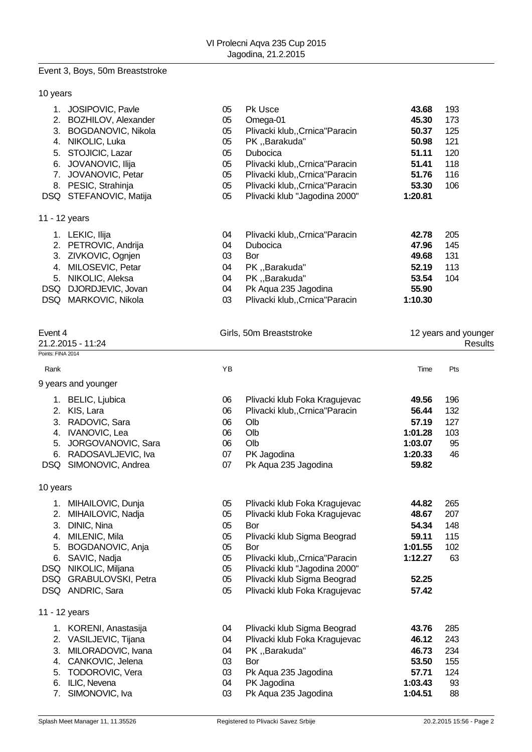VI Prolecni Aqva 235 Cup 2015
Jagodina, 21.2.2015

## Event 3, Boys, 50m Breaststroke

### 10 years

| Rank | Name | YB | Club | Time | Pts |
|---|---|---|---|---|---|
| 1. | JOSIPOVIC, Pavle | 05 | Pk Usce | **43.68** | 193 |
| 2. | BOZHILOV, Alexander | 05 | Omega-01 | **45.30** | 173 |
| 3. | BOGDANOVIC, Nikola | 05 | Plivacki klub,,Crnica"Paracin | **50.37** | 125 |
| 4. | NIKOLIC, Luka | 05 | PK ,,Barakuda" | **50.98** | 121 |
| 5. | STOJICIC, Lazar | 05 | Dubocica | **51.11** | 120 |
| 6. | JOVANOVIC, Ilija | 05 | Plivacki klub,,Crnica"Paracin | **51.41** | 118 |
| 7. | JOVANOVIC, Petar | 05 | Plivacki klub,,Crnica"Paracin | **51.76** | 116 |
| 8. | PESIC, Strahinja | 05 | Plivacki klub,,Crnica"Paracin | **53.30** | 106 |
| DSQ | STEFANOVIC, Matija | 05 | Plivacki klub "Jagodina 2000" | **1:20.81** | |

### 11 - 12 years

| Rank | Name | YB | Club | Time | Pts |
|---|---|---|---|---|---|
| 1. | LEKIC, Ilija | 04 | Plivacki klub,,Crnica"Paracin | **42.78** | 205 |
| 2. | PETROVIC, Andrija | 04 | Dubocica | **47.96** | 145 |
| 3. | ZIVKOVIC, Ognjen | 03 | Bor | **49.68** | 131 |
| 4. | MILOSEVIC, Petar | 04 | PK ,,Barakuda" | **52.19** | 113 |
| 5. | NIKOLIC, Aleksa | 04 | PK ,,Barakuda" | **53.54** | 104 |
| DSQ | DJORDJEVIC, Jovan | 04 | Pk Aqua 235 Jagodina | **55.90** | |
| DSQ | MARKOVIC, Nikola | 03 | Plivacki klub,,Crnica"Paracin | **1:10.30** | |

## Event 4 — Girls, 50m Breaststroke — 12 years and younger

21.2.2015 - 11:24 — Results

Points: FINA 2014

### 9 years and younger

| Rank | Name | YB | Club | Time | Pts |
|---|---|---|---|---|---|
| 1. | BELIC, Ljubica | 06 | Plivacki klub Foka Kragujevac | **49.56** | 196 |
| 2. | KIS, Lara | 06 | Plivacki klub,,Crnica"Paracin | **56.44** | 132 |
| 3. | RADOVIC, Sara | 06 | Olb | **57.19** | 127 |
| 4. | IVANOVIC, Lea | 06 | Olb | **1:01.28** | 103 |
| 5. | JORGOVANOVIC, Sara | 06 | Olb | **1:03.07** | 95 |
| 6. | RADOSAVLJEVIC, Iva | 07 | PK Jagodina | **1:20.33** | 46 |
| DSQ | SIMONOVIC, Andrea | 07 | Pk Aqua 235 Jagodina | **59.82** | |

### 10 years

| Rank | Name | YB | Club | Time | Pts |
|---|---|---|---|---|---|
| 1. | MIHAILOVIC, Dunja | 05 | Plivacki klub Foka Kragujevac | **44.82** | 265 |
| 2. | MIHAILOVIC, Nadja | 05 | Plivacki klub Foka Kragujevac | **48.67** | 207 |
| 3. | DINIC, Nina | 05 | Bor | **54.34** | 148 |
| 4. | MILENIC, Mila | 05 | Plivacki klub Sigma Beograd | **59.11** | 115 |
| 5. | BOGDANOVIC, Anja | 05 | Bor | **1:01.55** | 102 |
| 6. | SAVIC, Nadja | 05 | Plivacki klub,,Crnica"Paracin | **1:12.27** | 63 |
| DSQ | NIKOLIC, Miljana | 05 | Plivacki klub "Jagodina 2000" | | |
| DSQ | GRABULOVSKI, Petra | 05 | Plivacki klub Sigma Beograd | **52.25** | |
| DSQ | ANDRIC, Sara | 05 | Plivacki klub Foka Kragujevac | **57.42** | |

### 11 - 12 years

| Rank | Name | YB | Club | Time | Pts |
|---|---|---|---|---|---|
| 1. | KORENI, Anastasija | 04 | Plivacki klub Sigma Beograd | **43.76** | 285 |
| 2. | VASILJEVIC, Tijana | 04 | Plivacki klub Foka Kragujevac | **46.12** | 243 |
| 3. | MILORADOVIC, Ivana | 04 | PK ,,Barakuda" | **46.73** | 234 |
| 4. | CANKOVIC, Jelena | 03 | Bor | **53.50** | 155 |
| 5. | TODOROVIC, Vera | 03 | Pk Aqua 235 Jagodina | **57.71** | 124 |
| 6. | ILIC, Nevena | 04 | PK Jagodina | **1:03.43** | 93 |
| 7. | SIMONOVIC, Iva | 03 | Pk Aqua 235 Jagodina | **1:04.51** | 88 |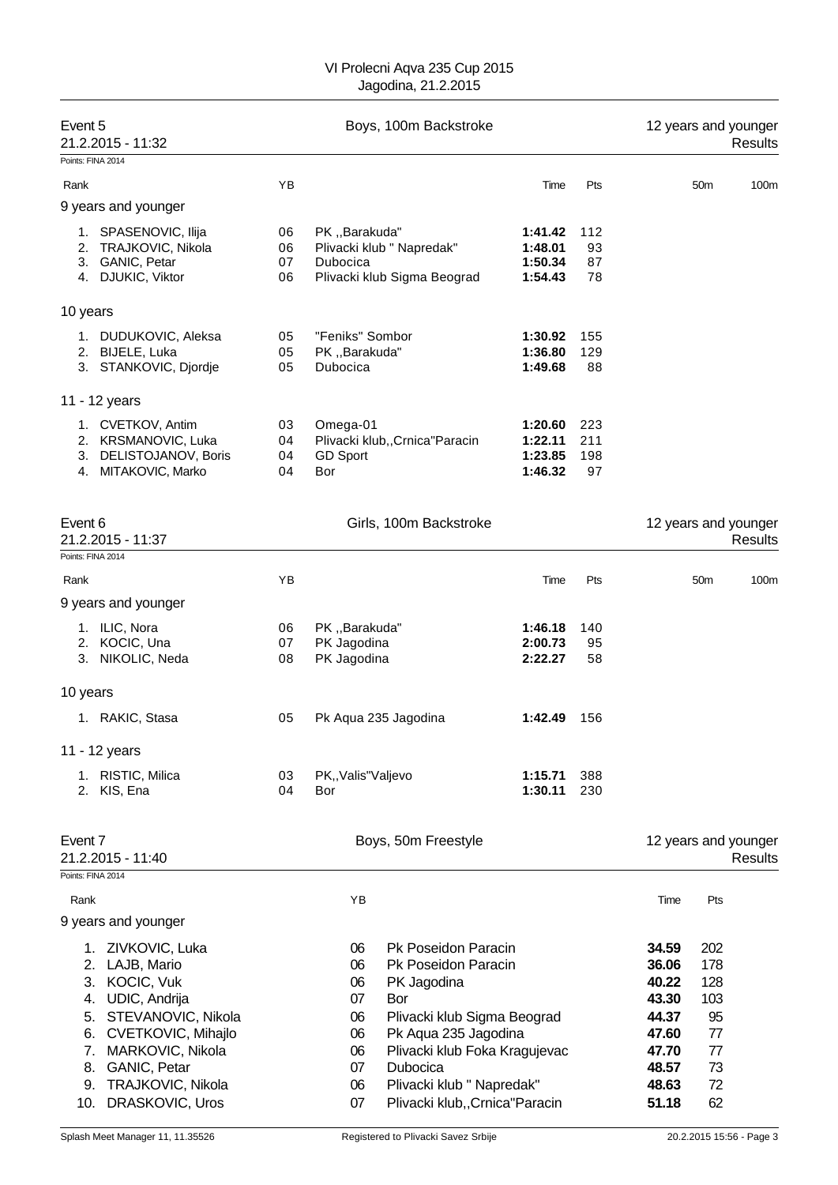VI Prolecni Aqva 235 Cup 2015
Jagodina, 21.2.2015

## Event 5 — Boys, 100m Backstroke — 12 years and younger — Results

21.2.2015 - 11:32

Points: FINA 2014

| Rank | | YB | | Time | Pts | 50m | 100m |
|---|---|---|---|---|---|---|---|
| **9 years and younger** | | | | | | | |
| 1. | SPASENOVIC, Ilija | 06 | PK ,,Barakuda" | **1:41.42** | 112 | | |
| 2. | TRAJKOVIC, Nikola | 06 | Plivacki klub " Napredak" | **1:48.01** | 93 | | |
| 3. | GANIC, Petar | 07 | Dubocica | **1:50.34** | 87 | | |
| 4. | DJUKIC, Viktor | 06 | Plivacki klub Sigma Beograd | **1:54.43** | 78 | | |
| **10 years** | | | | | | | |
| 1. | DUDUKOVIC, Aleksa | 05 | "Feniks" Sombor | **1:30.92** | 155 | | |
| 2. | BIJELE, Luka | 05 | PK ,,Barakuda" | **1:36.80** | 129 | | |
| 3. | STANKOVIC, Djordje | 05 | Dubocica | **1:49.68** | 88 | | |
| **11 - 12 years** | | | | | | | |
| 1. | CVETKOV, Antim | 03 | Omega-01 | **1:20.60** | 223 | | |
| 2. | KRSMANOVIC, Luka | 04 | Plivacki klub,,Crnica"Paracin | **1:22.11** | 211 | | |
| 3. | DELISTOJANOV, Boris | 04 | GD Sport | **1:23.85** | 198 | | |
| 4. | MITAKOVIC, Marko | 04 | Bor | **1:46.32** | 97 | | |

## Event 6 — Girls, 100m Backstroke — 12 years and younger — Results

21.2.2015 - 11:37

Points: FINA 2014

| Rank | | YB | | Time | Pts | 50m | 100m |
|---|---|---|---|---|---|---|---|
| **9 years and younger** | | | | | | | |
| 1. | ILIC, Nora | 06 | PK ,,Barakuda" | **1:46.18** | 140 | | |
| 2. | KOCIC, Una | 07 | PK Jagodina | **2:00.73** | 95 | | |
| 3. | NIKOLIC, Neda | 08 | PK Jagodina | **2:22.27** | 58 | | |
| **10 years** | | | | | | | |
| 1. | RAKIC, Stasa | 05 | Pk Aqua 235 Jagodina | **1:42.49** | 156 | | |
| **11 - 12 years** | | | | | | | |
| 1. | RISTIC, Milica | 03 | PK,,Valis"Valjevo | **1:15.71** | 388 | | |
| 2. | KIS, Ena | 04 | Bor | **1:30.11** | 230 | | |

## Event 7 — Boys, 50m Freestyle — 12 years and younger — Results

21.2.2015 - 11:40

Points: FINA 2014

| Rank | | YB | | Time | Pts |
|---|---|---|---|---|---|
| **9 years and younger** | | | | | |
| 1. | ZIVKOVIC, Luka | 06 | Pk Poseidon Paracin | **34.59** | 202 |
| 2. | LAJB, Mario | 06 | Pk Poseidon Paracin | **36.06** | 178 |
| 3. | KOCIC, Vuk | 06 | PK Jagodina | **40.22** | 128 |
| 4. | UDIC, Andrija | 07 | Bor | **43.30** | 103 |
| 5. | STEVANOVIC, Nikola | 06 | Plivacki klub Sigma Beograd | **44.37** | 95 |
| 6. | CVETKOVIC, Mihajlo | 06 | Pk Aqua 235 Jagodina | **47.60** | 77 |
| 7. | MARKOVIC, Nikola | 06 | Plivacki klub Foka Kragujevac | **47.70** | 77 |
| 8. | GANIC, Petar | 07 | Dubocica | **48.57** | 73 |
| 9. | TRAJKOVIC, Nikola | 06 | Plivacki klub " Napredak" | **48.63** | 72 |
| 10. | DRASKOVIC, Uros | 07 | Plivacki klub,,Crnica"Paracin | **51.18** | 62 |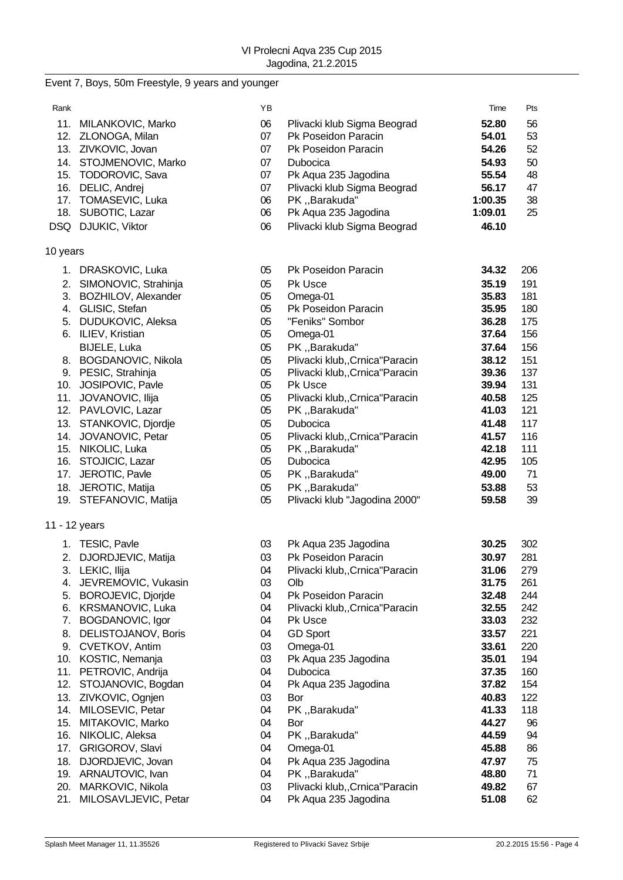VI Prolecni Aqva 235 Cup 2015
Jagodina, 21.2.2015

Event 7, Boys, 50m Freestyle, 9 years and younger

| Rank | | YB | | Time | Pts |
|---|---|---|---|---|---|
| 11. | MILANKOVIC, Marko | 06 | Plivacki klub Sigma Beograd | **52.80** | 56 |
| 12. | ZLONOGA, Milan | 07 | Pk Poseidon Paracin | **54.01** | 53 |
| 13. | ZIVKOVIC, Jovan | 07 | Pk Poseidon Paracin | **54.26** | 52 |
| 14. | STOJMENOVIC, Marko | 07 | Dubocica | **54.93** | 50 |
| 15. | TODOROVIC, Sava | 07 | Pk Aqua 235 Jagodina | **55.54** | 48 |
| 16. | DELIC, Andrej | 07 | Plivacki klub Sigma Beograd | **56.17** | 47 |
| 17. | TOMASEVIC, Luka | 06 | PK ,,Barakuda" | **1:00.35** | 38 |
| 18. | SUBOTIC, Lazar | 06 | Pk Aqua 235 Jagodina | **1:09.01** | 25 |
| DSQ | DJUKIC, Viktor | 06 | Plivacki klub Sigma Beograd | **46.10** | |

10 years

| Rank | | YB | | Time | Pts |
|---|---|---|---|---|---|
| 1. | DRASKOVIC, Luka | 05 | Pk Poseidon Paracin | **34.32** | 206 |
| 2. | SIMONOVIC, Strahinja | 05 | Pk Usce | **35.19** | 191 |
| 3. | BOZHILOV, Alexander | 05 | Omega-01 | **35.83** | 181 |
| 4. | GLISIC, Stefan | 05 | Pk Poseidon Paracin | **35.95** | 180 |
| 5. | DUDUKOVIC, Aleksa | 05 | "Feniks" Sombor | **36.28** | 175 |
| 6. | ILIEV, Kristian | 05 | Omega-01 | **37.64** | 156 |
| | BIJELE, Luka | 05 | PK ,,Barakuda" | **37.64** | 156 |
| 8. | BOGDANOVIC, Nikola | 05 | Plivacki klub,,Crnica"Paracin | **38.12** | 151 |
| 9. | PESIC, Strahinja | 05 | Plivacki klub,,Crnica"Paracin | **39.36** | 137 |
| 10. | JOSIPOVIC, Pavle | 05 | Pk Usce | **39.94** | 131 |
| 11. | JOVANOVIC, Ilija | 05 | Plivacki klub,,Crnica"Paracin | **40.58** | 125 |
| 12. | PAVLOVIC, Lazar | 05 | PK ,,Barakuda" | **41.03** | 121 |
| 13. | STANKOVIC, Djordje | 05 | Dubocica | **41.48** | 117 |
| 14. | JOVANOVIC, Petar | 05 | Plivacki klub,,Crnica"Paracin | **41.57** | 116 |
| 15. | NIKOLIC, Luka | 05 | PK ,,Barakuda" | **42.18** | 111 |
| 16. | STOJICIC, Lazar | 05 | Dubocica | **42.95** | 105 |
| 17. | JEROTIC, Pavle | 05 | PK ,,Barakuda" | **49.00** | 71 |
| 18. | JEROTIC, Matija | 05 | PK ,,Barakuda" | **53.88** | 53 |
| 19. | STEFANOVIC, Matija | 05 | Plivacki klub "Jagodina 2000" | **59.58** | 39 |

11 - 12 years

| Rank | | YB | | Time | Pts |
|---|---|---|---|---|---|
| 1. | TESIC, Pavle | 03 | Pk Aqua 235 Jagodina | **30.25** | 302 |
| 2. | DJORDJEVIC, Matija | 03 | Pk Poseidon Paracin | **30.97** | 281 |
| 3. | LEKIC, Ilija | 04 | Plivacki klub,,Crnica"Paracin | **31.06** | 279 |
| 4. | JEVREMOVIC, Vukasin | 03 | Olb | **31.75** | 261 |
| 5. | BOROJEVIC, Djorjde | 04 | Pk Poseidon Paracin | **32.48** | 244 |
| 6. | KRSMANOVIC, Luka | 04 | Plivacki klub,,Crnica"Paracin | **32.55** | 242 |
| 7. | BOGDANOVIC, Igor | 04 | Pk Usce | **33.03** | 232 |
| 8. | DELISTOJANOV, Boris | 04 | GD Sport | **33.57** | 221 |
| 9. | CVETKOV, Antim | 03 | Omega-01 | **33.61** | 220 |
| 10. | KOSTIC, Nemanja | 03 | Pk Aqua 235 Jagodina | **35.01** | 194 |
| 11. | PETROVIC, Andrija | 04 | Dubocica | **37.35** | 160 |
| 12. | STOJANOVIC, Bogdan | 04 | Pk Aqua 235 Jagodina | **37.82** | 154 |
| 13. | ZIVKOVIC, Ognjen | 03 | Bor | **40.83** | 122 |
| 14. | MILOSEVIC, Petar | 04 | PK ,,Barakuda" | **41.33** | 118 |
| 15. | MITAKOVIC, Marko | 04 | Bor | **44.27** | 96 |
| 16. | NIKOLIC, Aleksa | 04 | PK ,,Barakuda" | **44.59** | 94 |
| 17. | GRIGOROV, Slavi | 04 | Omega-01 | **45.88** | 86 |
| 18. | DJORDJEVIC, Jovan | 04 | Pk Aqua 235 Jagodina | **47.97** | 75 |
| 19. | ARNAUTOVIC, Ivan | 04 | PK ,,Barakuda" | **48.80** | 71 |
| 20. | MARKOVIC, Nikola | 03 | Plivacki klub,,Crnica"Paracin | **49.82** | 67 |
| 21. | MILOSAVLJEVIC, Petar | 04 | Pk Aqua 235 Jagodina | **51.08** | 62 |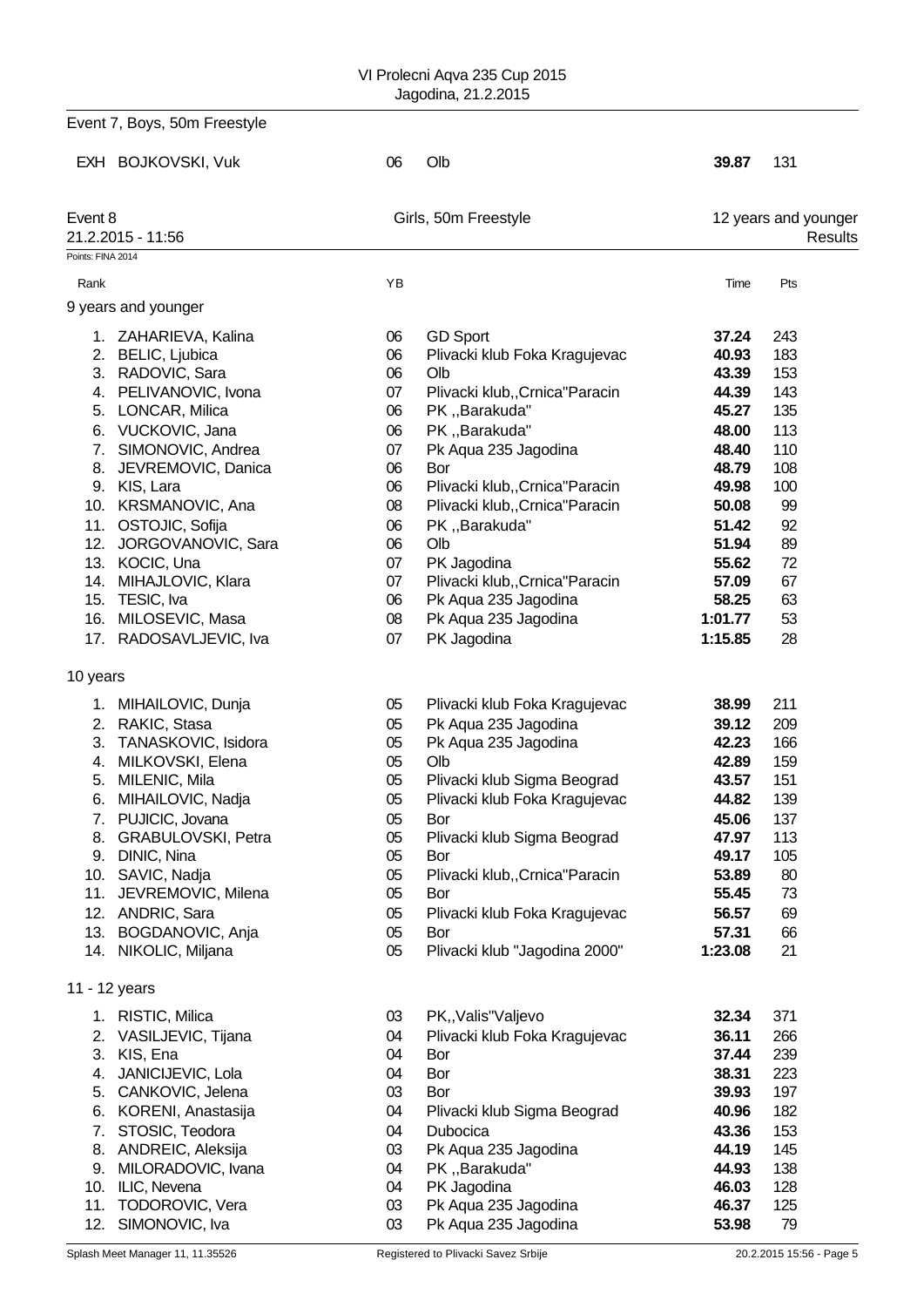Event 7, Boys, 50m Freestyle

| | | YB | Club | Time | Pts |
|---|---|---|---|---|---|
| EXH | BOJKOVSKI, Vuk | 06 | Olb | **39.87** | 131 |

## Event 8 Girls, 50m Freestyle — 12 years and younger

21.2.2015 - 11:56 — Results

Points: FINA 2014

### 9 years and younger

| Rank | Name | YB | Club | Time | Pts |
|---|---|---|---|---|---|
| 1. | ZAHARIEVA, Kalina | 06 | GD Sport | **37.24** | 243 |
| 2. | BELIC, Ljubica | 06 | Plivacki klub Foka Kragujevac | **40.93** | 183 |
| 3. | RADOVIC, Sara | 06 | Olb | **43.39** | 153 |
| 4. | PELIVANOVIC, Ivona | 07 | Plivacki klub,,Crnica"Paracin | **44.39** | 143 |
| 5. | LONCAR, Milica | 06 | PK ,,Barakuda" | **45.27** | 135 |
| 6. | VUCKOVIC, Jana | 06 | PK ,,Barakuda" | **48.00** | 113 |
| 7. | SIMONOVIC, Andrea | 07 | Pk Aqua 235 Jagodina | **48.40** | 110 |
| 8. | JEVREMOVIC, Danica | 06 | Bor | **48.79** | 108 |
| 9. | KIS, Lara | 06 | Plivacki klub,,Crnica"Paracin | **49.98** | 100 |
| 10. | KRSMANOVIC, Ana | 08 | Plivacki klub,,Crnica"Paracin | **50.08** | 99 |
| 11. | OSTOJIC, Sofija | 06 | PK ,,Barakuda" | **51.42** | 92 |
| 12. | JORGOVANOVIC, Sara | 06 | Olb | **51.94** | 89 |
| 13. | KOCIC, Una | 07 | PK Jagodina | **55.62** | 72 |
| 14. | MIHAJLOVIC, Klara | 07 | Plivacki klub,,Crnica"Paracin | **57.09** | 67 |
| 15. | TESIC, Iva | 06 | Pk Aqua 235 Jagodina | **58.25** | 63 |
| 16. | MILOSEVIC, Masa | 08 | Pk Aqua 235 Jagodina | **1:01.77** | 53 |
| 17. | RADOSAVLJEVIC, Iva | 07 | PK Jagodina | **1:15.85** | 28 |

### 10 years

| Rank | Name | YB | Club | Time | Pts |
|---|---|---|---|---|---|
| 1. | MIHAILOVIC, Dunja | 05 | Plivacki klub Foka Kragujevac | **38.99** | 211 |
| 2. | RAKIC, Stasa | 05 | Pk Aqua 235 Jagodina | **39.12** | 209 |
| 3. | TANASKOVIC, Isidora | 05 | Pk Aqua 235 Jagodina | **42.23** | 166 |
| 4. | MILKOVSKI, Elena | 05 | Olb | **42.89** | 159 |
| 5. | MILENIC, Mila | 05 | Plivacki klub Sigma Beograd | **43.57** | 151 |
| 6. | MIHAILOVIC, Nadja | 05 | Plivacki klub Foka Kragujevac | **44.82** | 139 |
| 7. | PUJICIC, Jovana | 05 | Bor | **45.06** | 137 |
| 8. | GRABULOVSKI, Petra | 05 | Plivacki klub Sigma Beograd | **47.97** | 113 |
| 9. | DINIC, Nina | 05 | Bor | **49.17** | 105 |
| 10. | SAVIC, Nadja | 05 | Plivacki klub,,Crnica"Paracin | **53.89** | 80 |
| 11. | JEVREMOVIC, Milena | 05 | Bor | **55.45** | 73 |
| 12. | ANDRIC, Sara | 05 | Plivacki klub Foka Kragujevac | **56.57** | 69 |
| 13. | BOGDANOVIC, Anja | 05 | Bor | **57.31** | 66 |
| 14. | NIKOLIC, Miljana | 05 | Plivacki klub "Jagodina 2000" | **1:23.08** | 21 |

### 11 - 12 years

| Rank | Name | YB | Club | Time | Pts |
|---|---|---|---|---|---|
| 1. | RISTIC, Milica | 03 | PK,,Valis"Valjevo | **32.34** | 371 |
| 2. | VASILJEVIC, Tijana | 04 | Plivacki klub Foka Kragujevac | **36.11** | 266 |
| 3. | KIS, Ena | 04 | Bor | **37.44** | 239 |
| 4. | JANICIJEVIC, Lola | 04 | Bor | **38.31** | 223 |
| 5. | CANKOVIC, Jelena | 03 | Bor | **39.93** | 197 |
| 6. | KORENI, Anastasija | 04 | Plivacki klub Sigma Beograd | **40.96** | 182 |
| 7. | STOSIC, Teodora | 04 | Dubocica | **43.36** | 153 |
| 8. | ANDREIC, Aleksija | 03 | Pk Aqua 235 Jagodina | **44.19** | 145 |
| 9. | MILORADOVIC, Ivana | 04 | PK ,,Barakuda" | **44.93** | 138 |
| 10. | ILIC, Nevena | 04 | PK Jagodina | **46.03** | 128 |
| 11. | TODOROVIC, Vera | 03 | Pk Aqua 235 Jagodina | **46.37** | 125 |
| 12. | SIMONOVIC, Iva | 03 | Pk Aqua 235 Jagodina | **53.98** | 79 |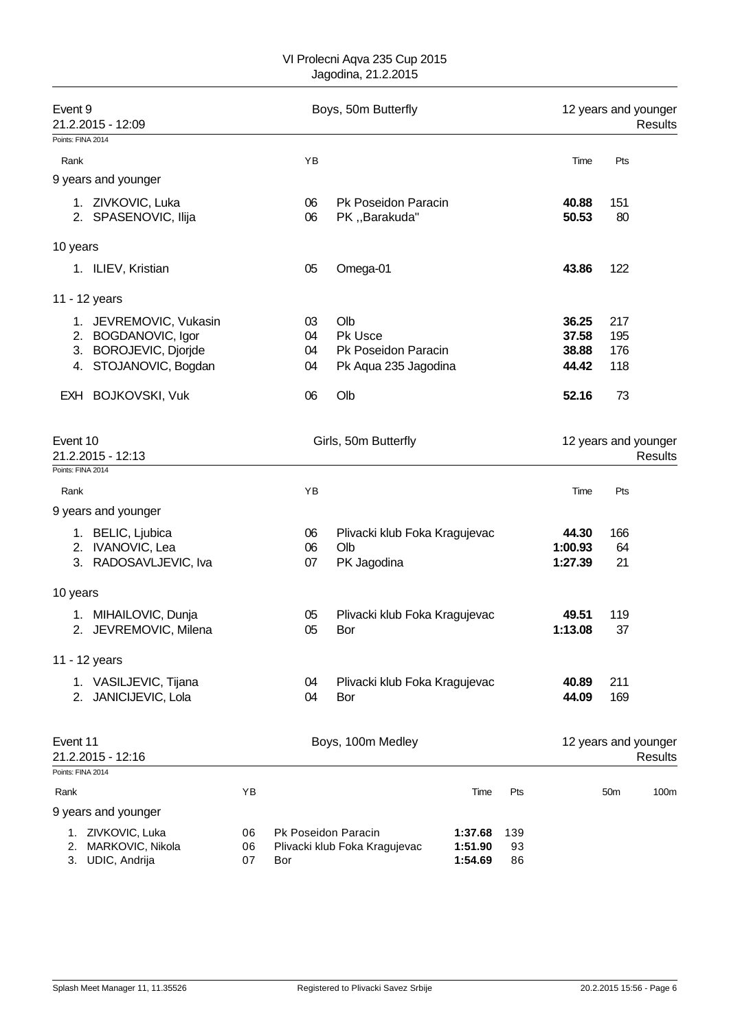VI Prolecni Aqva 235 Cup 2015
Jagodina, 21.2.2015

## Event 9 — Boys, 50m Butterfly — 12 years and younger

21.2.2015 - 12:09 — Results

Points: FINA 2014

| Rank | | YB | | Time | Pts |
|---|---|---|---|---|---|
| **9 years and younger** | | | | | |
| 1. | ZIVKOVIC, Luka | 06 | Pk Poseidon Paracin | **40.88** | 151 |
| 2. | SPASENOVIC, Ilija | 06 | PK ,,Barakuda" | **50.53** | 80 |
| **10 years** | | | | | |
| 1. | ILIEV, Kristian | 05 | Omega-01 | **43.86** | 122 |
| **11 - 12 years** | | | | | |
| 1. | JEVREMOVIC, Vukasin | 03 | Olb | **36.25** | 217 |
| 2. | BOGDANOVIC, Igor | 04 | Pk Usce | **37.58** | 195 |
| 3. | BOROJEVIC, Djorjde | 04 | Pk Poseidon Paracin | **38.88** | 176 |
| 4. | STOJANOVIC, Bogdan | 04 | Pk Aqua 235 Jagodina | **44.42** | 118 |
| EXH | BOJKOVSKI, Vuk | 06 | Olb | **52.16** | 73 |

## Event 10 — Girls, 50m Butterfly — 12 years and younger

21.2.2015 - 12:13 — Results

Points: FINA 2014

| Rank | | YB | | Time | Pts |
|---|---|---|---|---|---|
| **9 years and younger** | | | | | |
| 1. | BELIC, Ljubica | 06 | Plivacki klub Foka Kragujevac | **44.30** | 166 |
| 2. | IVANOVIC, Lea | 06 | Olb | **1:00.93** | 64 |
| 3. | RADOSAVLJEVIC, Iva | 07 | PK Jagodina | **1:27.39** | 21 |
| **10 years** | | | | | |
| 1. | MIHAILOVIC, Dunja | 05 | Plivacki klub Foka Kragujevac | **49.51** | 119 |
| 2. | JEVREMOVIC, Milena | 05 | Bor | **1:13.08** | 37 |
| **11 - 12 years** | | | | | |
| 1. | VASILJEVIC, Tijana | 04 | Plivacki klub Foka Kragujevac | **40.89** | 211 |
| 2. | JANICIJEVIC, Lola | 04 | Bor | **44.09** | 169 |

## Event 11 — Boys, 100m Medley — 12 years and younger

21.2.2015 - 12:16 — Results

Points: FINA 2014

| Rank | | YB | | Time | Pts | 50m | 100m |
|---|---|---|---|---|---|---|---|
| **9 years and younger** | | | | | | | |
| 1. | ZIVKOVIC, Luka | 06 | Pk Poseidon Paracin | **1:37.68** | 139 | | |
| 2. | MARKOVIC, Nikola | 06 | Plivacki klub Foka Kragujevac | **1:51.90** | 93 | | |
| 3. | UDIC, Andrija | 07 | Bor | **1:54.69** | 86 | | |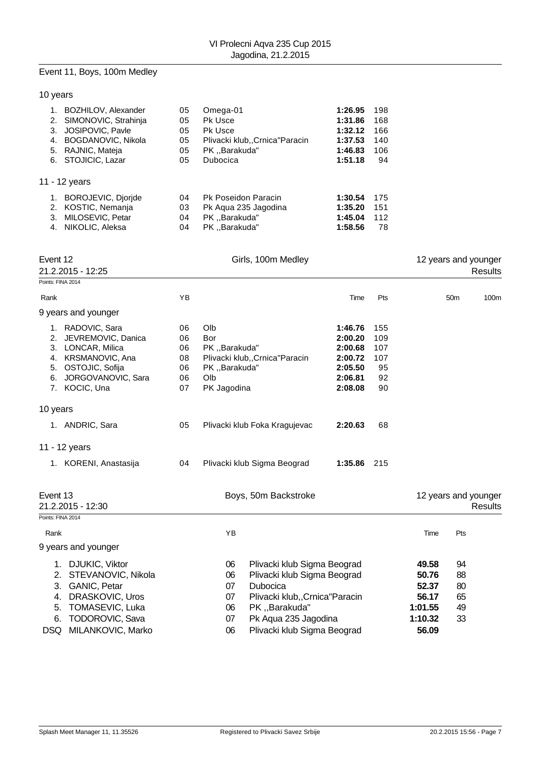## Event 11, Boys, 100m Medley

### 10 years

| Rank | Name | YB | Club | Time | Pts |
|---|---|---|---|---|---|
| 1. | BOZHILOV, Alexander | 05 | Omega-01 | **1:26.95** | 198 |
| 2. | SIMONOVIC, Strahinja | 05 | Pk Usce | **1:31.86** | 168 |
| 3. | JOSIPOVIC, Pavle | 05 | Pk Usce | **1:32.12** | 166 |
| 4. | BOGDANOVIC, Nikola | 05 | Plivacki klub,,Crnica"Paracin | **1:37.53** | 140 |
| 5. | RAJNIC, Mateja | 05 | PK ,,Barakuda" | **1:46.83** | 106 |
| 6. | STOJICIC, Lazar | 05 | Dubocica | **1:51.18** | 94 |

### 11 - 12 years

| Rank | Name | YB | Club | Time | Pts |
|---|---|---|---|---|---|
| 1. | BOROJEVIC, Djorjde | 04 | Pk Poseidon Paracin | **1:30.54** | 175 |
| 2. | KOSTIC, Nemanja | 03 | Pk Aqua 235 Jagodina | **1:35.20** | 151 |
| 3. | MILOSEVIC, Petar | 04 | PK ,,Barakuda" | **1:45.04** | 112 |
| 4. | NIKOLIC, Aleksa | 04 | PK ,,Barakuda" | **1:58.56** | 78 |

## Event 12 — Girls, 100m Medley — 12 years and younger

21.2.2015 - 12:25 — Results

Points: FINA 2014

### 9 years and younger

| Rank | Name | YB | Club | Time | Pts | 50m | 100m |
|---|---|---|---|---|---|---|---|
| 1. | RADOVIC, Sara | 06 | Olb | **1:46.76** | 155 | | |
| 2. | JEVREMOVIC, Danica | 06 | Bor | **2:00.20** | 109 | | |
| 3. | LONCAR, Milica | 06 | PK ,,Barakuda" | **2:00.68** | 107 | | |
| 4. | KRSMANOVIC, Ana | 08 | Plivacki klub,,Crnica"Paracin | **2:00.72** | 107 | | |
| 5. | OSTOJIC, Sofija | 06 | PK ,,Barakuda" | **2:05.50** | 95 | | |
| 6. | JORGOVANOVIC, Sara | 06 | Olb | **2:06.81** | 92 | | |
| 7. | KOCIC, Una | 07 | PK Jagodina | **2:08.08** | 90 | | |

### 10 years

| Rank | Name | YB | Club | Time | Pts |
|---|---|---|---|---|---|
| 1. | ANDRIC, Sara | 05 | Plivacki klub Foka Kragujevac | **2:20.63** | 68 |

### 11 - 12 years

| Rank | Name | YB | Club | Time | Pts |
|---|---|---|---|---|---|
| 1. | KORENI, Anastasija | 04 | Plivacki klub Sigma Beograd | **1:35.86** | 215 |

## Event 13 — Boys, 50m Backstroke — 12 years and younger

21.2.2015 - 12:30 — Results

Points: FINA 2014

### 9 years and younger

| Rank | Name | YB | Club | Time | Pts |
|---|---|---|---|---|---|
| 1. | DJUKIC, Viktor | 06 | Plivacki klub Sigma Beograd | **49.58** | 94 |
| 2. | STEVANOVIC, Nikola | 06 | Plivacki klub Sigma Beograd | **50.76** | 88 |
| 3. | GANIC, Petar | 07 | Dubocica | **52.37** | 80 |
| 4. | DRASKOVIC, Uros | 07 | Plivacki klub,,Crnica"Paracin | **56.17** | 65 |
| 5. | TOMASEVIC, Luka | 06 | PK ,,Barakuda" | **1:01.55** | 49 |
| 6. | TODOROVIC, Sava | 07 | Pk Aqua 235 Jagodina | **1:10.32** | 33 |
| DSQ | MILANKOVIC, Marko | 06 | Plivacki klub Sigma Beograd | **56.09** | |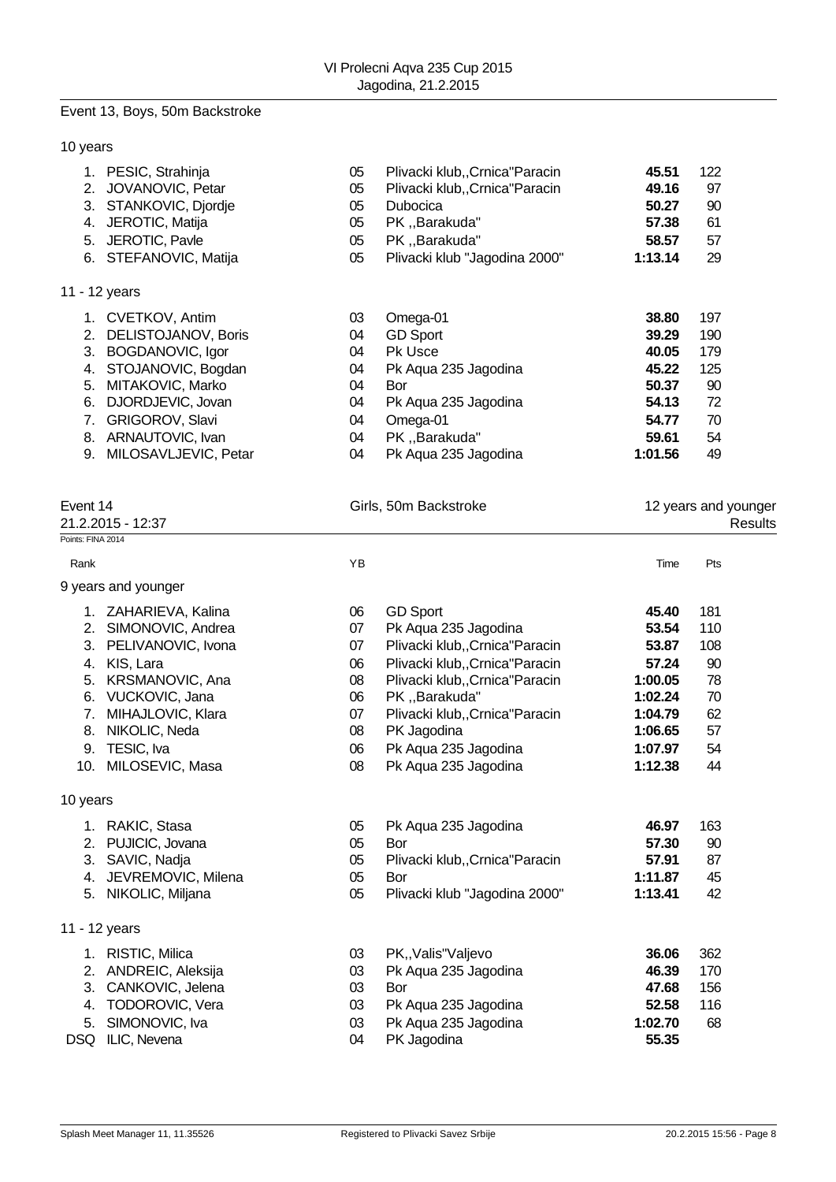Event 13, Boys, 50m Backstroke

10 years

| Rank | Name | YB | Club | Time | Pts |
|---|---|---|---|---|---|
| 1. | PESIC, Strahinja | 05 | Plivacki klub,,Crnica"Paracin | **45.51** | 122 |
| 2. | JOVANOVIC, Petar | 05 | Plivacki klub,,Crnica"Paracin | **49.16** | 97 |
| 3. | STANKOVIC, Djordje | 05 | Dubocica | **50.27** | 90 |
| 4. | JEROTIC, Matija | 05 | PK ,,Barakuda" | **57.38** | 61 |
| 5. | JEROTIC, Pavle | 05 | PK ,,Barakuda" | **58.57** | 57 |
| 6. | STEFANOVIC, Matija | 05 | Plivacki klub "Jagodina 2000" | **1:13.14** | 29 |

11 - 12 years

| Rank | Name | YB | Club | Time | Pts |
|---|---|---|---|---|---|
| 1. | CVETKOV, Antim | 03 | Omega-01 | **38.80** | 197 |
| 2. | DELISTOJANOV, Boris | 04 | GD Sport | **39.29** | 190 |
| 3. | BOGDANOVIC, Igor | 04 | Pk Usce | **40.05** | 179 |
| 4. | STOJANOVIC, Bogdan | 04 | Pk Aqua 235 Jagodina | **45.22** | 125 |
| 5. | MITAKOVIC, Marko | 04 | Bor | **50.37** | 90 |
| 6. | DJORDJEVIC, Jovan | 04 | Pk Aqua 235 Jagodina | **54.13** | 72 |
| 7. | GRIGOROV, Slavi | 04 | Omega-01 | **54.77** | 70 |
| 8. | ARNAUTOVIC, Ivan | 04 | PK ,,Barakuda" | **59.61** | 54 |
| 9. | MILOSAVLJEVIC, Petar | 04 | Pk Aqua 235 Jagodina | **1:01.56** | 49 |

Event 14 — Girls, 50m Backstroke — 12 years and younger

21.2.2015 - 12:37 — Results

Points: FINA 2014

9 years and younger

| Rank | Name | YB | Club | Time | Pts |
|---|---|---|---|---|---|
| 1. | ZAHARIEVA, Kalina | 06 | GD Sport | **45.40** | 181 |
| 2. | SIMONOVIC, Andrea | 07 | Pk Aqua 235 Jagodina | **53.54** | 110 |
| 3. | PELIVANOVIC, Ivona | 07 | Plivacki klub,,Crnica"Paracin | **53.87** | 108 |
| 4. | KIS, Lara | 06 | Plivacki klub,,Crnica"Paracin | **57.24** | 90 |
| 5. | KRSMANOVIC, Ana | 08 | Plivacki klub,,Crnica"Paracin | **1:00.05** | 78 |
| 6. | VUCKOVIC, Jana | 06 | PK ,,Barakuda" | **1:02.24** | 70 |
| 7. | MIHAJLOVIC, Klara | 07 | Plivacki klub,,Crnica"Paracin | **1:04.79** | 62 |
| 8. | NIKOLIC, Neda | 08 | PK Jagodina | **1:06.65** | 57 |
| 9. | TESIC, Iva | 06 | Pk Aqua 235 Jagodina | **1:07.97** | 54 |
| 10. | MILOSEVIC, Masa | 08 | Pk Aqua 235 Jagodina | **1:12.38** | 44 |

10 years

| Rank | Name | YB | Club | Time | Pts |
|---|---|---|---|---|---|
| 1. | RAKIC, Stasa | 05 | Pk Aqua 235 Jagodina | **46.97** | 163 |
| 2. | PUJICIC, Jovana | 05 | Bor | **57.30** | 90 |
| 3. | SAVIC, Nadja | 05 | Plivacki klub,,Crnica"Paracin | **57.91** | 87 |
| 4. | JEVREMOVIC, Milena | 05 | Bor | **1:11.87** | 45 |
| 5. | NIKOLIC, Miljana | 05 | Plivacki klub "Jagodina 2000" | **1:13.41** | 42 |

11 - 12 years

| Rank | Name | YB | Club | Time | Pts |
|---|---|---|---|---|---|
| 1. | RISTIC, Milica | 03 | PK,,Valis"Valjevo | **36.06** | 362 |
| 2. | ANDREIC, Aleksija | 03 | Pk Aqua 235 Jagodina | **46.39** | 170 |
| 3. | CANKOVIC, Jelena | 03 | Bor | **47.68** | 156 |
| 4. | TODOROVIC, Vera | 03 | Pk Aqua 235 Jagodina | **52.58** | 116 |
| 5. | SIMONOVIC, Iva | 03 | Pk Aqua 235 Jagodina | **1:02.70** | 68 |
| DSQ | ILIC, Nevena | 04 | PK Jagodina | **55.35** | |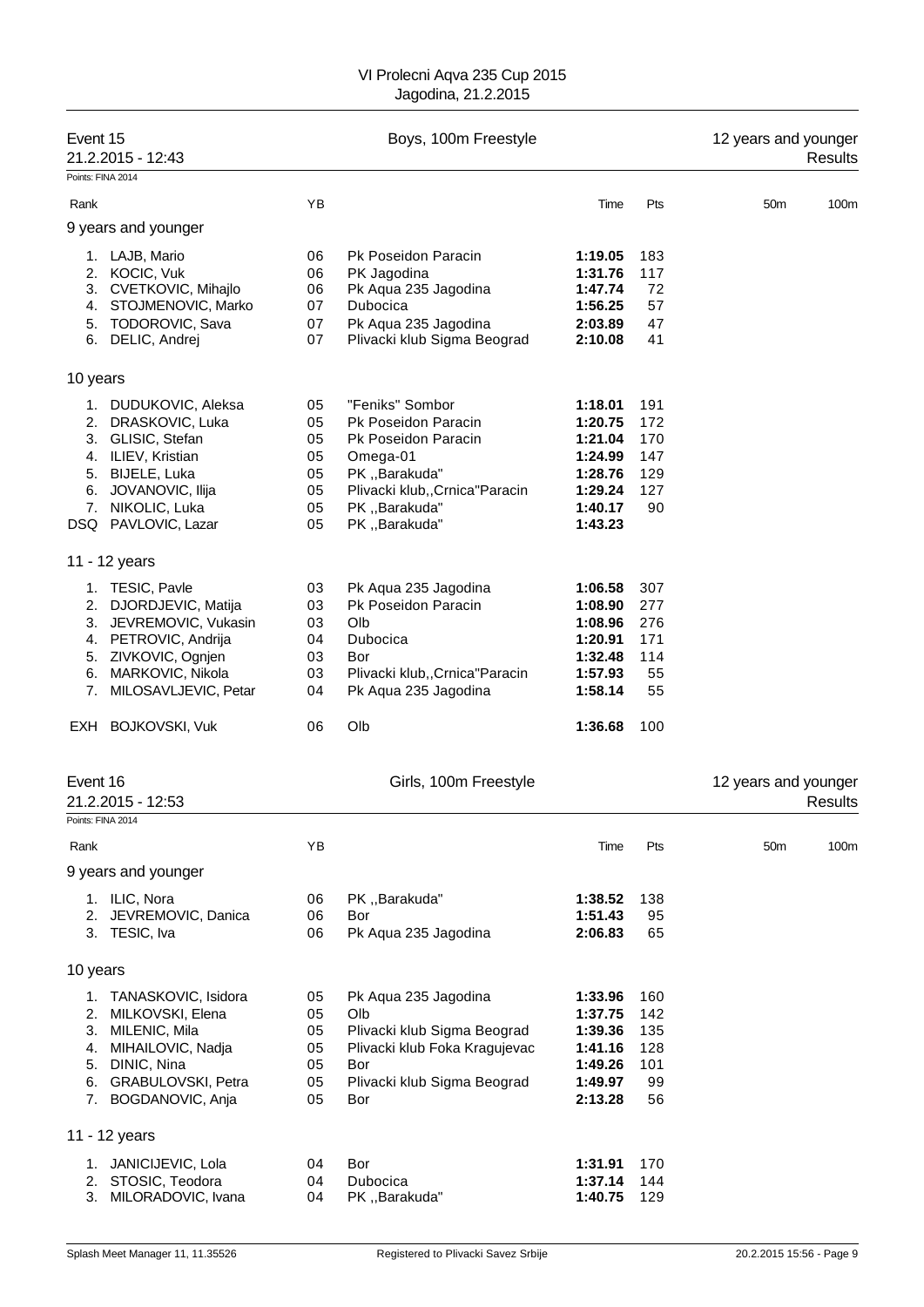VI Prolecni Aqva 235 Cup 2015
Jagodina, 21.2.2015

## Event 15 — Boys, 100m Freestyle — 12 years and younger

21.2.2015 - 12:43 — Results

Points: FINA 2014

| Rank | | YB | | Time | Pts | 50m | 100m |
|---|---|---|---|---|---|---|---|
| **9 years and younger** | | | | | | | |
| 1. | LAJB, Mario | 06 | Pk Poseidon Paracin | **1:19.05** | 183 | | |
| 2. | KOCIC, Vuk | 06 | PK Jagodina | **1:31.76** | 117 | | |
| 3. | CVETKOVIC, Mihajlo | 06 | Pk Aqua 235 Jagodina | **1:47.74** | 72 | | |
| 4. | STOJMENOVIC, Marko | 07 | Dubocica | **1:56.25** | 57 | | |
| 5. | TODOROVIC, Sava | 07 | Pk Aqua 235 Jagodina | **2:03.89** | 47 | | |
| 6. | DELIC, Andrej | 07 | Plivacki klub Sigma Beograd | **2:10.08** | 41 | | |
| **10 years** | | | | | | | |
| 1. | DUDUKOVIC, Aleksa | 05 | "Feniks" Sombor | **1:18.01** | 191 | | |
| 2. | DRASKOVIC, Luka | 05 | Pk Poseidon Paracin | **1:20.75** | 172 | | |
| 3. | GLISIC, Stefan | 05 | Pk Poseidon Paracin | **1:21.04** | 170 | | |
| 4. | ILIEV, Kristian | 05 | Omega-01 | **1:24.99** | 147 | | |
| 5. | BIJELE, Luka | 05 | PK ,,Barakuda" | **1:28.76** | 129 | | |
| 6. | JOVANOVIC, Ilija | 05 | Plivacki klub,,Crnica"Paracin | **1:29.24** | 127 | | |
| 7. | NIKOLIC, Luka | 05 | PK ,,Barakuda" | **1:40.17** | 90 | | |
| DSQ | PAVLOVIC, Lazar | 05 | PK ,,Barakuda" | **1:43.23** | | | |
| **11 - 12 years** | | | | | | | |
| 1. | TESIC, Pavle | 03 | Pk Aqua 235 Jagodina | **1:06.58** | 307 | | |
| 2. | DJORDJEVIC, Matija | 03 | Pk Poseidon Paracin | **1:08.90** | 277 | | |
| 3. | JEVREMOVIC, Vukasin | 03 | Olb | **1:08.96** | 276 | | |
| 4. | PETROVIC, Andrija | 04 | Dubocica | **1:20.91** | 171 | | |
| 5. | ZIVKOVIC, Ognjen | 03 | Bor | **1:32.48** | 114 | | |
| 6. | MARKOVIC, Nikola | 03 | Plivacki klub,,Crnica"Paracin | **1:57.93** | 55 | | |
| 7. | MILOSAVLJEVIC, Petar | 04 | Pk Aqua 235 Jagodina | **1:58.14** | 55 | | |
| EXH | BOJKOVSKI, Vuk | 06 | Olb | **1:36.68** | 100 | | |

## Event 16 — Girls, 100m Freestyle — 12 years and younger

21.2.2015 - 12:53 — Results

Points: FINA 2014

| Rank | | YB | | Time | Pts | 50m | 100m |
|---|---|---|---|---|---|---|---|
| **9 years and younger** | | | | | | | |
| 1. | ILIC, Nora | 06 | PK ,,Barakuda" | **1:38.52** | 138 | | |
| 2. | JEVREMOVIC, Danica | 06 | Bor | **1:51.43** | 95 | | |
| 3. | TESIC, Iva | 06 | Pk Aqua 235 Jagodina | **2:06.83** | 65 | | |
| **10 years** | | | | | | | |
| 1. | TANASKOVIC, Isidora | 05 | Pk Aqua 235 Jagodina | **1:33.96** | 160 | | |
| 2. | MILKOVSKI, Elena | 05 | Olb | **1:37.75** | 142 | | |
| 3. | MILENIC, Mila | 05 | Plivacki klub Sigma Beograd | **1:39.36** | 135 | | |
| 4. | MIHAILOVIC, Nadja | 05 | Plivacki klub Foka Kragujevac | **1:41.16** | 128 | | |
| 5. | DINIC, Nina | 05 | Bor | **1:49.26** | 101 | | |
| 6. | GRABULOVSKI, Petra | 05 | Plivacki klub Sigma Beograd | **1:49.97** | 99 | | |
| 7. | BOGDANOVIC, Anja | 05 | Bor | **2:13.28** | 56 | | |
| **11 - 12 years** | | | | | | | |
| 1. | JANICIJEVIC, Lola | 04 | Bor | **1:31.91** | 170 | | |
| 2. | STOSIC, Teodora | 04 | Dubocica | **1:37.14** | 144 | | |
| 3. | MILORADOVIC, Ivana | 04 | PK ,,Barakuda" | **1:40.75** | 129 | | |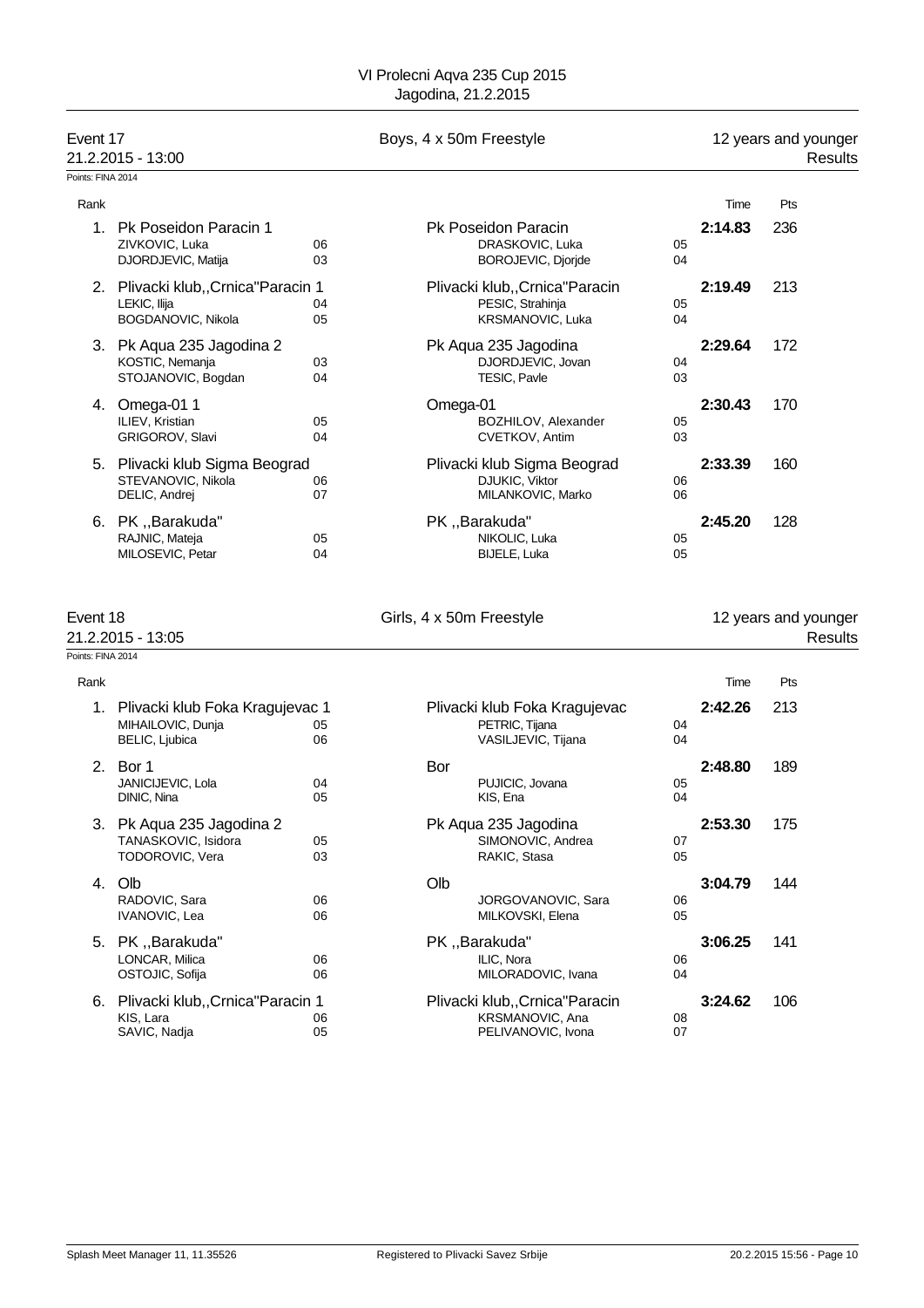VI Prolecni Aqva 235 Cup 2015
Jagodina, 21.2.2015

## Event 17 — Boys, 4 x 50m Freestyle — 12 years and younger

21.2.2015 - 13:00 — Results

Points: FINA 2014

| Rank | Team | | | | Time | Pts |
|---|---|---|---|---|---|---|
| 1. | Pk Poseidon Paracin 1 | | Pk Poseidon Paracin | | 2:14.83 | 236 |
| | ZIVKOVIC, Luka | 06 | DRASKOVIC, Luka | 05 | | |
| | DJORDJEVIC, Matija | 03 | BOROJEVIC, Djorjde | 04 | | |
| 2. | Plivacki klub,,Crnica"Paracin 1 | | Plivacki klub,,Crnica"Paracin | | 2:19.49 | 213 |
| | LEKIC, Ilija | 04 | PESIC, Strahinja | 05 | | |
| | BOGDANOVIC, Nikola | 05 | KRSMANOVIC, Luka | 04 | | |
| 3. | Pk Aqua 235 Jagodina 2 | | Pk Aqua 235 Jagodina | | 2:29.64 | 172 |
| | KOSTIC, Nemanja | 03 | DJORDJEVIC, Jovan | 04 | | |
| | STOJANOVIC, Bogdan | 04 | TESIC, Pavle | 03 | | |
| 4. | Omega-01 1 | | Omega-01 | | 2:30.43 | 170 |
| | ILIEV, Kristian | 05 | BOZHILOV, Alexander | 05 | | |
| | GRIGOROV, Slavi | 04 | CVETKOV, Antim | 03 | | |
| 5. | Plivacki klub Sigma Beograd | | Plivacki klub Sigma Beograd | | 2:33.39 | 160 |
| | STEVANOVIC, Nikola | 06 | DJUKIC, Viktor | 06 | | |
| | DELIC, Andrej | 07 | MILANKOVIC, Marko | 06 | | |
| 6. | PK ,,Barakuda" | | PK ,,Barakuda" | | 2:45.20 | 128 |
| | RAJNIC, Mateja | 05 | NIKOLIC, Luka | 05 | | |
| | MILOSEVIC, Petar | 04 | BIJELE, Luka | 05 | | |

## Event 18 — Girls, 4 x 50m Freestyle — 12 years and younger

21.2.2015 - 13:05 — Results

Points: FINA 2014

| Rank | Team | | | | Time | Pts |
|---|---|---|---|---|---|---|
| 1. | Plivacki klub Foka Kragujevac 1 | | Plivacki klub Foka Kragujevac | | 2:42.26 | 213 |
| | MIHAILOVIC, Dunja | 05 | PETRIC, Tijana | 04 | | |
| | BELIC, Ljubica | 06 | VASILJEVIC, Tijana | 04 | | |
| 2. | Bor 1 | | Bor | | 2:48.80 | 189 |
| | JANICIJEVIC, Lola | 04 | PUJICIC, Jovana | 05 | | |
| | DINIC, Nina | 05 | KIS, Ena | 04 | | |
| 3. | Pk Aqua 235 Jagodina 2 | | Pk Aqua 235 Jagodina | | 2:53.30 | 175 |
| | TANASKOVIC, Isidora | 05 | SIMONOVIC, Andrea | 07 | | |
| | TODOROVIC, Vera | 03 | RAKIC, Stasa | 05 | | |
| 4. | Olb | | Olb | | 3:04.79 | 144 |
| | RADOVIC, Sara | 06 | JORGOVANOVIC, Sara | 06 | | |
| | IVANOVIC, Lea | 06 | MILKOVSKI, Elena | 05 | | |
| 5. | PK ,,Barakuda" | | PK ,,Barakuda" | | 3:06.25 | 141 |
| | LONCAR, Milica | 06 | ILIC, Nora | 06 | | |
| | OSTOJIC, Sofija | 06 | MILORADOVIC, Ivana | 04 | | |
| 6. | Plivacki klub,,Crnica"Paracin 1 | | Plivacki klub,,Crnica"Paracin | | 3:24.62 | 106 |
| | KIS, Lara | 06 | KRSMANOVIC, Ana | 08 | | |
| | SAVIC, Nadja | 05 | PELIVANOVIC, Ivona | 07 | | |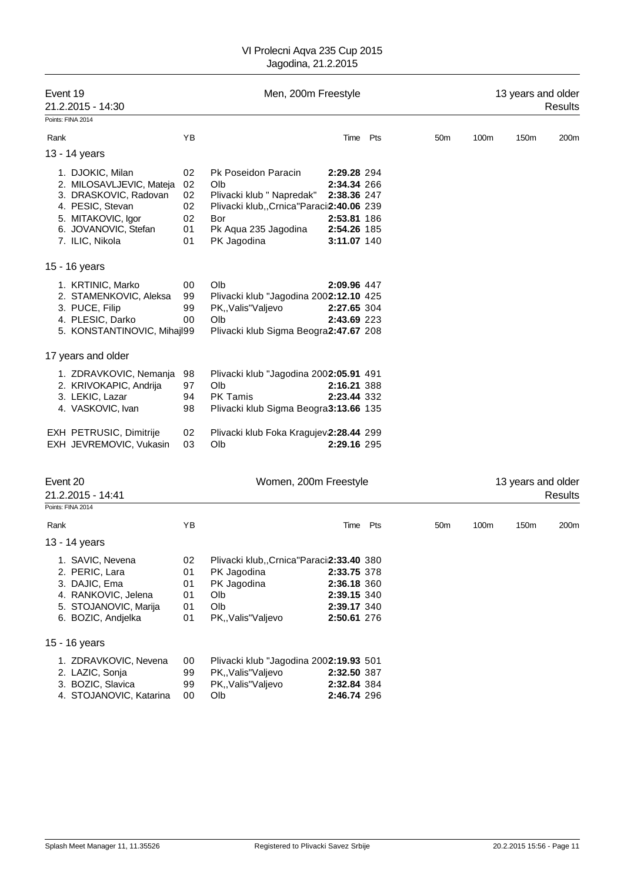# VI Prolecni Aqva 235 Cup 2015
Jagodina, 21.2.2015

## Event 19 — Men, 200m Freestyle — 13 years and older

21.2.2015 - 14:30 — Results

Points: FINA 2014

| Rank | Name | YB | Club | Time | Pts | 50m | 100m | 150m | 200m |
|---|---|---|---|---|---|---|---|---|---|
| **13 - 14 years** | | | | | | | | | |
| 1. | DJOKIC, Milan | 02 | Pk Poseidon Paracin | **2:29.28** | 294 | | | | |
| 2. | MILOSAVLJEVIC, Mateja | 02 | Olb | **2:34.34** | 266 | | | | |
| 3. | DRASKOVIC, Radovan | 02 | Plivacki klub " Napredak" | **2:38.36** | 247 | | | | |
| 4. | PESIC, Stevan | 02 | Plivacki klub,,Crnica"Paraci | **2:40.06** | 239 | | | | |
| 5. | MITAKOVIC, Igor | 02 | Bor | **2:53.81** | 186 | | | | |
| 6. | JOVANOVIC, Stefan | 01 | Pk Aqua 235 Jagodina | **2:54.26** | 185 | | | | |
| 7. | ILIC, Nikola | 01 | PK Jagodina | **3:11.07** | 140 | | | | |
| **15 - 16 years** | | | | | | | | | |
| 1. | KRTINIC, Marko | 00 | Olb | **2:09.96** | 447 | | | | |
| 2. | STAMENKOVIC, Aleksa | 99 | Plivacki klub "Jagodina 200 | **2:12.10** | 425 | | | | |
| 3. | PUCE, Filip | 99 | PK,,Valis"Valjevo | **2:27.65** | 304 | | | | |
| 4. | PLESIC, Darko | 00 | Olb | **2:43.69** | 223 | | | | |
| 5. | KONSTANTINOVIC, Mihajl | 99 | Plivacki klub Sigma Beogra | **2:47.67** | 208 | | | | |
| **17 years and older** | | | | | | | | | |
| 1. | ZDRAVKOVIC, Nemanja | 98 | Plivacki klub "Jagodina 200 | **2:05.91** | 491 | | | | |
| 2. | KRIVOKAPIC, Andrija | 97 | Olb | **2:16.21** | 388 | | | | |
| 3. | LEKIC, Lazar | 94 | PK Tamis | **2:23.44** | 332 | | | | |
| 4. | VASKOVIC, Ivan | 98 | Plivacki klub Sigma Beogra | **3:13.66** | 135 | | | | |
| EXH | PETRUSIC, Dimitrije | 02 | Plivacki klub Foka Kragujev | **2:28.44** | 299 | | | | |
| EXH | JEVREMOVIC, Vukasin | 03 | Olb | **2:29.16** | 295 | | | | |

## Event 20 — Women, 200m Freestyle — 13 years and older

21.2.2015 - 14:41 — Results

Points: FINA 2014

| Rank | Name | YB | Club | Time | Pts | 50m | 100m | 150m | 200m |
|---|---|---|---|---|---|---|---|---|---|
| **13 - 14 years** | | | | | | | | | |
| 1. | SAVIC, Nevena | 02 | Plivacki klub,,Crnica"Paraci | **2:33.40** | 380 | | | | |
| 2. | PERIC, Lara | 01 | PK Jagodina | **2:33.75** | 378 | | | | |
| 3. | DAJIC, Ema | 01 | PK Jagodina | **2:36.18** | 360 | | | | |
| 4. | RANKOVIC, Jelena | 01 | Olb | **2:39.15** | 340 | | | | |
| 5. | STOJANOVIC, Marija | 01 | Olb | **2:39.17** | 340 | | | | |
| 6. | BOZIC, Andjelka | 01 | PK,,Valis"Valjevo | **2:50.61** | 276 | | | | |
| **15 - 16 years** | | | | | | | | | |
| 1. | ZDRAVKOVIC, Nevena | 00 | Plivacki klub "Jagodina 200 | **2:19.93** | 501 | | | | |
| 2. | LAZIC, Sonja | 99 | PK,,Valis"Valjevo | **2:32.50** | 387 | | | | |
| 3. | BOZIC, Slavica | 99 | PK,,Valis"Valjevo | **2:32.84** | 384 | | | | |
| 4. | STOJANOVIC, Katarina | 00 | Olb | **2:46.74** | 296 | | | | |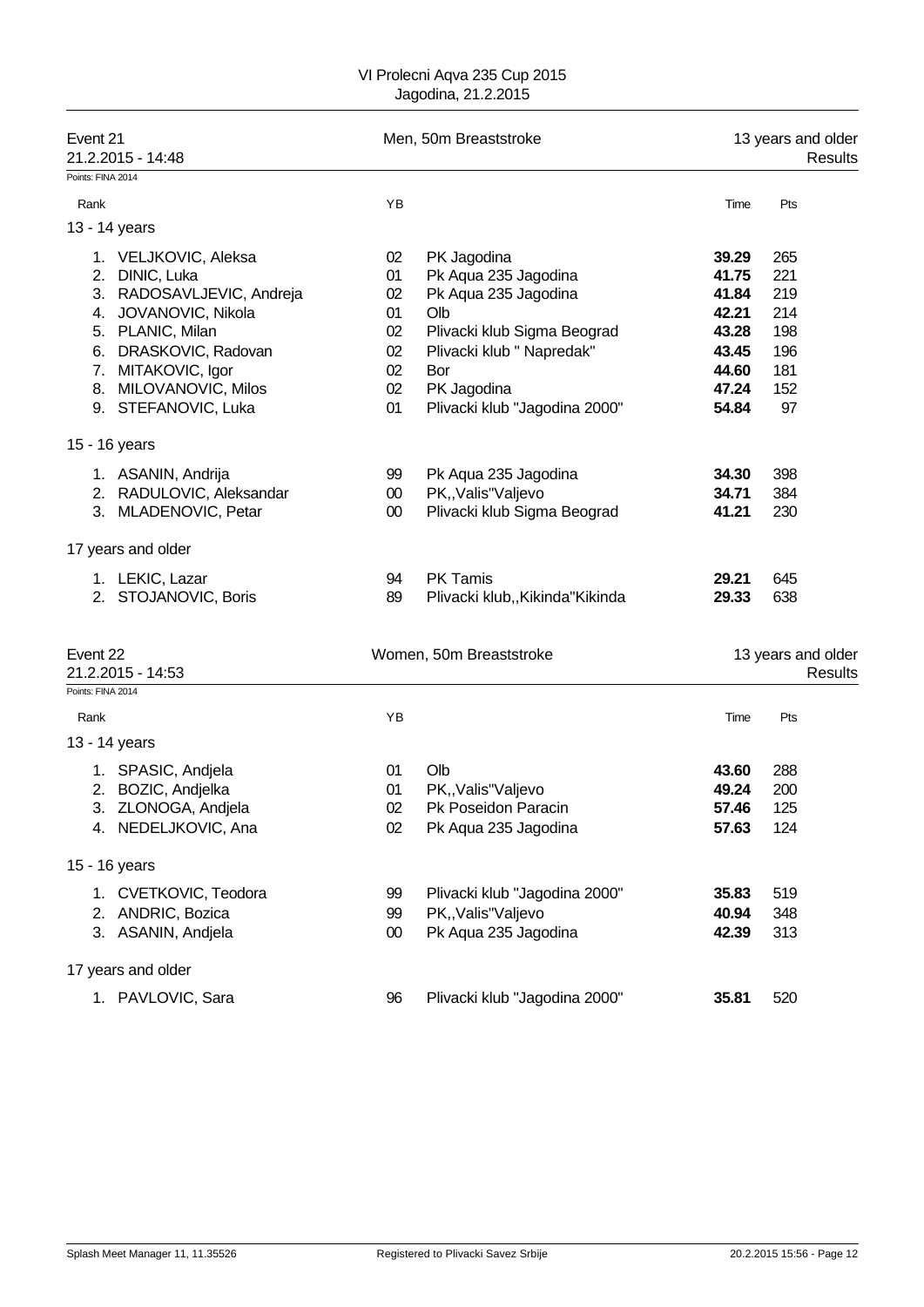VI Prolecni Aqva 235 Cup 2015
Jagodina, 21.2.2015

## Event 21 — Men, 50m Breaststroke — 13 years and older

21.2.2015 - 14:48 — Results

Points: FINA 2014

| Rank | | YB | | Time | Pts |
|---|---|---|---|---|---|
| **13 - 14 years** | | | | | |
| 1. | VELJKOVIC, Aleksa | 02 | PK Jagodina | **39.29** | 265 |
| 2. | DINIC, Luka | 01 | Pk Aqua 235 Jagodina | **41.75** | 221 |
| 3. | RADOSAVLJEVIC, Andreja | 02 | Pk Aqua 235 Jagodina | **41.84** | 219 |
| 4. | JOVANOVIC, Nikola | 01 | Olb | **42.21** | 214 |
| 5. | PLANIC, Milan | 02 | Plivacki klub Sigma Beograd | **43.28** | 198 |
| 6. | DRASKOVIC, Radovan | 02 | Plivacki klub " Napredak" | **43.45** | 196 |
| 7. | MITAKOVIC, Igor | 02 | Bor | **44.60** | 181 |
| 8. | MILOVANOVIC, Milos | 02 | PK Jagodina | **47.24** | 152 |
| 9. | STEFANOVIC, Luka | 01 | Plivacki klub "Jagodina 2000" | **54.84** | 97 |
| **15 - 16 years** | | | | | |
| 1. | ASANIN, Andrija | 99 | Pk Aqua 235 Jagodina | **34.30** | 398 |
| 2. | RADULOVIC, Aleksandar | 00 | PK,,Valis"Valjevo | **34.71** | 384 |
| 3. | MLADENOVIC, Petar | 00 | Plivacki klub Sigma Beograd | **41.21** | 230 |
| **17 years and older** | | | | | |
| 1. | LEKIC, Lazar | 94 | PK Tamis | **29.21** | 645 |
| 2. | STOJANOVIC, Boris | 89 | Plivacki klub,,Kikinda"Kikinda | **29.33** | 638 |

## Event 22 — Women, 50m Breaststroke — 13 years and older

21.2.2015 - 14:53 — Results

Points: FINA 2014

| Rank | | YB | | Time | Pts |
|---|---|---|---|---|---|
| **13 - 14 years** | | | | | |
| 1. | SPASIC, Andjela | 01 | Olb | **43.60** | 288 |
| 2. | BOZIC, Andjelka | 01 | PK,,Valis"Valjevo | **49.24** | 200 |
| 3. | ZLONOGA, Andjela | 02 | Pk Poseidon Paracin | **57.46** | 125 |
| 4. | NEDELJKOVIC, Ana | 02 | Pk Aqua 235 Jagodina | **57.63** | 124 |
| **15 - 16 years** | | | | | |
| 1. | CVETKOVIC, Teodora | 99 | Plivacki klub "Jagodina 2000" | **35.83** | 519 |
| 2. | ANDRIC, Bozica | 99 | PK,,Valis"Valjevo | **40.94** | 348 |
| 3. | ASANIN, Andjela | 00 | Pk Aqua 235 Jagodina | **42.39** | 313 |
| **17 years and older** | | | | | |
| 1. | PAVLOVIC, Sara | 96 | Plivacki klub "Jagodina 2000" | **35.81** | 520 |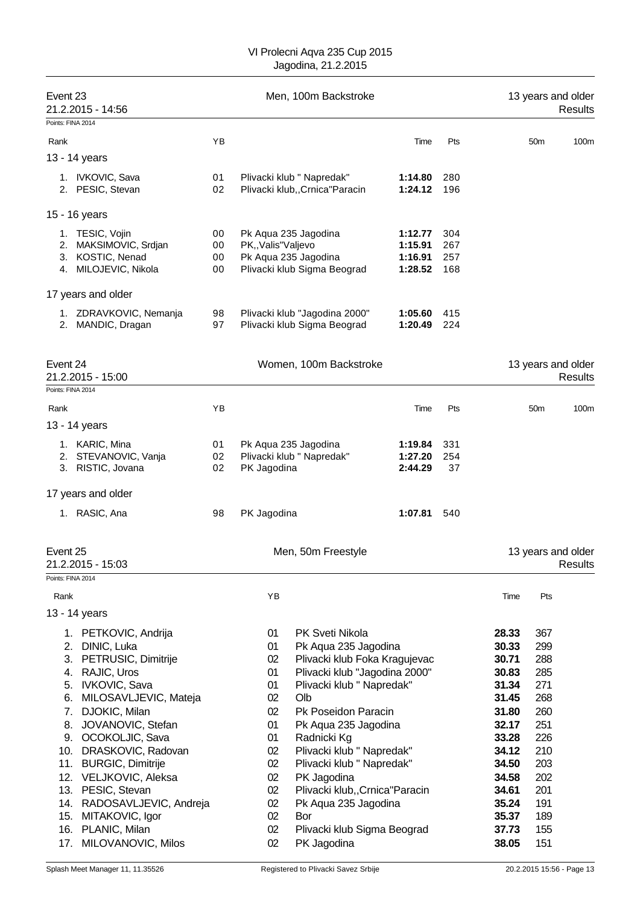VI Prolecni Aqva 235 Cup 2015
Jagodina, 21.2.2015

## Event 23 — Men, 100m Backstroke — 13 years and older

21.2.2015 - 14:56 — Results

Points: FINA 2014

| Rank | | YB | | Time | Pts | 50m | 100m |
|---|---|---|---|---|---|---|---|
| **13 - 14 years** | | | | | | | |
| 1. | IVKOVIC, Sava | 01 | Plivacki klub " Napredak" | **1:14.80** | 280 | | |
| 2. | PESIC, Stevan | 02 | Plivacki klub,,Crnica"Paracin | **1:24.12** | 196 | | |
| **15 - 16 years** | | | | | | | |
| 1. | TESIC, Vojin | 00 | Pk Aqua 235 Jagodina | **1:12.77** | 304 | | |
| 2. | MAKSIMOVIC, Srdjan | 00 | PK,,Valis"Valjevo | **1:15.91** | 267 | | |
| 3. | KOSTIC, Nenad | 00 | Pk Aqua 235 Jagodina | **1:16.91** | 257 | | |
| 4. | MILOJEVIC, Nikola | 00 | Plivacki klub Sigma Beograd | **1:28.52** | 168 | | |
| **17 years and older** | | | | | | | |
| 1. | ZDRAVKOVIC, Nemanja | 98 | Plivacki klub "Jagodina 2000" | **1:05.60** | 415 | | |
| 2. | MANDIC, Dragan | 97 | Plivacki klub Sigma Beograd | **1:20.49** | 224 | | |

## Event 24 — Women, 100m Backstroke — 13 years and older

21.2.2015 - 15:00 — Results

Points: FINA 2014

| Rank | | YB | | Time | Pts | 50m | 100m |
|---|---|---|---|---|---|---|---|
| **13 - 14 years** | | | | | | | |
| 1. | KARIC, Mina | 01 | Pk Aqua 235 Jagodina | **1:19.84** | 331 | | |
| 2. | STEVANOVIC, Vanja | 02 | Plivacki klub " Napredak" | **1:27.20** | 254 | | |
| 3. | RISTIC, Jovana | 02 | PK Jagodina | **2:44.29** | 37 | | |
| **17 years and older** | | | | | | | |
| 1. | RASIC, Ana | 98 | PK Jagodina | **1:07.81** | 540 | | |

## Event 25 — Men, 50m Freestyle — 13 years and older

21.2.2015 - 15:03 — Results

Points: FINA 2014

| Rank | | YB | | Time | Pts |
|---|---|---|---|---|---|
| **13 - 14 years** | | | | | |
| 1. | PETKOVIC, Andrija | 01 | PK Sveti Nikola | **28.33** | 367 |
| 2. | DINIC, Luka | 01 | Pk Aqua 235 Jagodina | **30.33** | 299 |
| 3. | PETRUSIC, Dimitrije | 02 | Plivacki klub Foka Kragujevac | **30.71** | 288 |
| 4. | RAJIC, Uros | 01 | Plivacki klub "Jagodina 2000" | **30.83** | 285 |
| 5. | IVKOVIC, Sava | 01 | Plivacki klub " Napredak" | **31.34** | 271 |
| 6. | MILOSAVLJEVIC, Mateja | 02 | Olb | **31.45** | 268 |
| 7. | DJOKIC, Milan | 02 | Pk Poseidon Paracin | **31.80** | 260 |
| 8. | JOVANOVIC, Stefan | 01 | Pk Aqua 235 Jagodina | **32.17** | 251 |
| 9. | OCOKOLJIC, Sava | 01 | Radnicki Kg | **33.28** | 226 |
| 10. | DRASKOVIC, Radovan | 02 | Plivacki klub " Napredak" | **34.12** | 210 |
| 11. | BURGIC, Dimitrije | 02 | Plivacki klub " Napredak" | **34.50** | 203 |
| 12. | VELJKOVIC, Aleksa | 02 | PK Jagodina | **34.58** | 202 |
| 13. | PESIC, Stevan | 02 | Plivacki klub,,Crnica"Paracin | **34.61** | 201 |
| 14. | RADOSAVLJEVIC, Andreja | 02 | Pk Aqua 235 Jagodina | **35.24** | 191 |
| 15. | MITAKOVIC, Igor | 02 | Bor | **35.37** | 189 |
| 16. | PLANIC, Milan | 02 | Plivacki klub Sigma Beograd | **37.73** | 155 |
| 17. | MILOVANOVIC, Milos | 02 | PK Jagodina | **38.05** | 151 |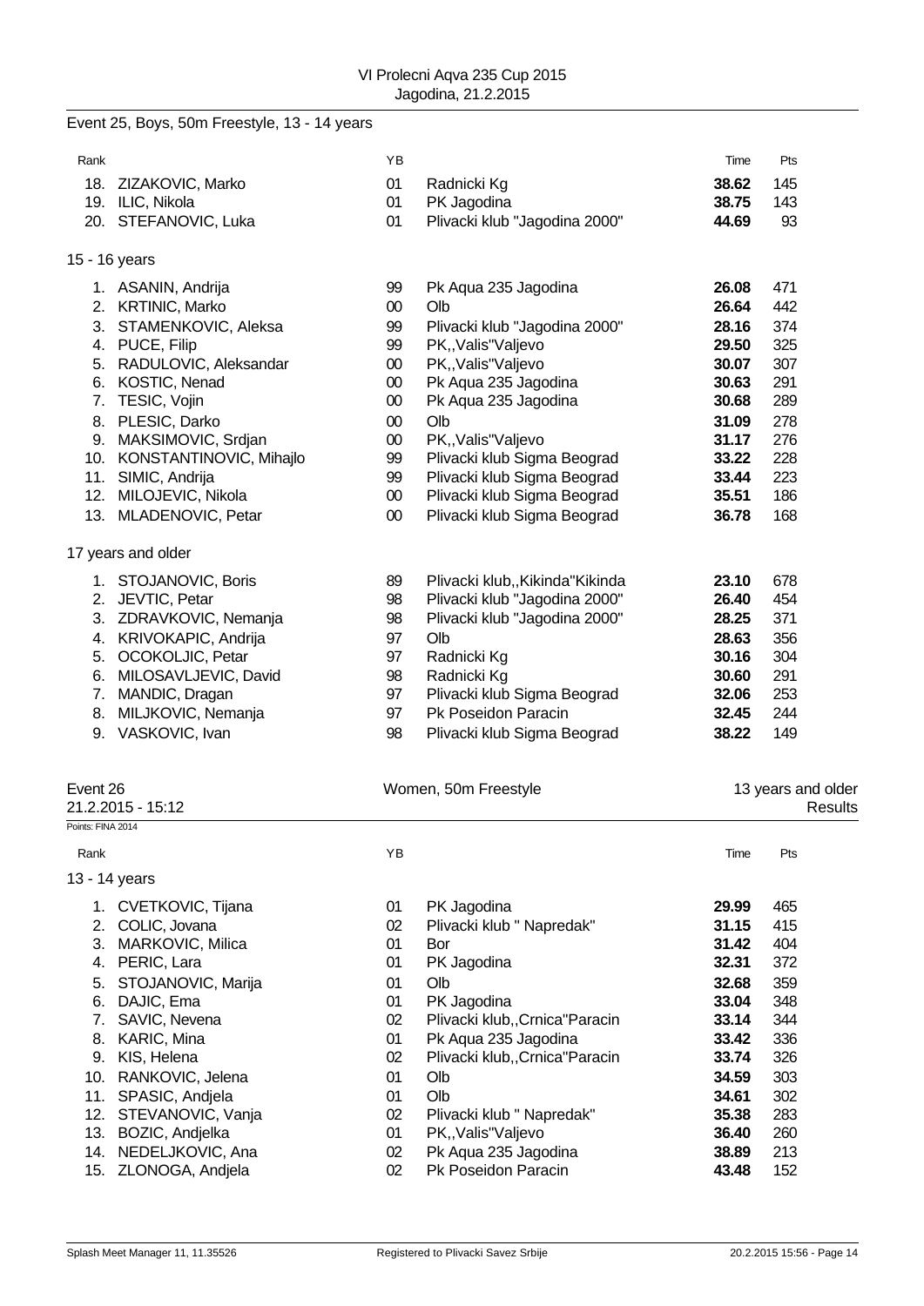Event 25, Boys, 50m Freestyle, 13 - 14 years

| Rank | | YB | | Time | Pts |
|---|---|---|---|---|---|
| 18. | ZIZAKOVIC, Marko | 01 | Radnicki Kg | **38.62** | 145 |
| 19. | ILIC, Nikola | 01 | PK Jagodina | **38.75** | 143 |
| 20. | STEFANOVIC, Luka | 01 | Plivacki klub "Jagodina 2000" | **44.69** | 93 |

15 - 16 years

| Rank | | YB | | Time | Pts |
|---|---|---|---|---|---|
| 1. | ASANIN, Andrija | 99 | Pk Aqua 235 Jagodina | **26.08** | 471 |
| 2. | KRTINIC, Marko | 00 | Olb | **26.64** | 442 |
| 3. | STAMENKOVIC, Aleksa | 99 | Plivacki klub "Jagodina 2000" | **28.16** | 374 |
| 4. | PUCE, Filip | 99 | PK,,Valis"Valjevo | **29.50** | 325 |
| 5. | RADULOVIC, Aleksandar | 00 | PK,,Valis"Valjevo | **30.07** | 307 |
| 6. | KOSTIC, Nenad | 00 | Pk Aqua 235 Jagodina | **30.63** | 291 |
| 7. | TESIC, Vojin | 00 | Pk Aqua 235 Jagodina | **30.68** | 289 |
| 8. | PLESIC, Darko | 00 | Olb | **31.09** | 278 |
| 9. | MAKSIMOVIC, Srdjan | 00 | PK,,Valis"Valjevo | **31.17** | 276 |
| 10. | KONSTANTINOVIC, Mihajlo | 99 | Plivacki klub Sigma Beograd | **33.22** | 228 |
| 11. | SIMIC, Andrija | 99 | Plivacki klub Sigma Beograd | **33.44** | 223 |
| 12. | MILOJEVIC, Nikola | 00 | Plivacki klub Sigma Beograd | **35.51** | 186 |
| 13. | MLADENOVIC, Petar | 00 | Plivacki klub Sigma Beograd | **36.78** | 168 |

17 years and older

| Rank | | YB | | Time | Pts |
|---|---|---|---|---|---|
| 1. | STOJANOVIC, Boris | 89 | Plivacki klub,,Kikinda"Kikinda | **23.10** | 678 |
| 2. | JEVTIC, Petar | 98 | Plivacki klub "Jagodina 2000" | **26.40** | 454 |
| 3. | ZDRAVKOVIC, Nemanja | 98 | Plivacki klub "Jagodina 2000" | **28.25** | 371 |
| 4. | KRIVOKAPIC, Andrija | 97 | Olb | **28.63** | 356 |
| 5. | OCOKOLJIC, Petar | 97 | Radnicki Kg | **30.16** | 304 |
| 6. | MILOSAVLJEVIC, David | 98 | Radnicki Kg | **30.60** | 291 |
| 7. | MANDIC, Dragan | 97 | Plivacki klub Sigma Beograd | **32.06** | 253 |
| 8. | MILJKOVIC, Nemanja | 97 | Pk Poseidon Paracin | **32.45** | 244 |
| 9. | VASKOVIC, Ivan | 98 | Plivacki klub Sigma Beograd | **38.22** | 149 |

Event 26 — Women, 50m Freestyle — 13 years and older

21.2.2015 - 15:12 — Results

Points: FINA 2014

13 - 14 years

| Rank | | YB | | Time | Pts |
|---|---|---|---|---|---|
| 1. | CVETKOVIC, Tijana | 01 | PK Jagodina | **29.99** | 465 |
| 2. | COLIC, Jovana | 02 | Plivacki klub " Napredak" | **31.15** | 415 |
| 3. | MARKOVIC, Milica | 01 | Bor | **31.42** | 404 |
| 4. | PERIC, Lara | 01 | PK Jagodina | **32.31** | 372 |
| 5. | STOJANOVIC, Marija | 01 | Olb | **32.68** | 359 |
| 6. | DAJIC, Ema | 01 | PK Jagodina | **33.04** | 348 |
| 7. | SAVIC, Nevena | 02 | Plivacki klub,,Crnica"Paracin | **33.14** | 344 |
| 8. | KARIC, Mina | 01 | Pk Aqua 235 Jagodina | **33.42** | 336 |
| 9. | KIS, Helena | 02 | Plivacki klub,,Crnica"Paracin | **33.74** | 326 |
| 10. | RANKOVIC, Jelena | 01 | Olb | **34.59** | 303 |
| 11. | SPASIC, Andjela | 01 | Olb | **34.61** | 302 |
| 12. | STEVANOVIC, Vanja | 02 | Plivacki klub " Napredak" | **35.38** | 283 |
| 13. | BOZIC, Andjelka | 01 | PK,,Valis"Valjevo | **36.40** | 260 |
| 14. | NEDELJKOVIC, Ana | 02 | Pk Aqua 235 Jagodina | **38.89** | 213 |
| 15. | ZLONOGA, Andjela | 02 | Pk Poseidon Paracin | **43.48** | 152 |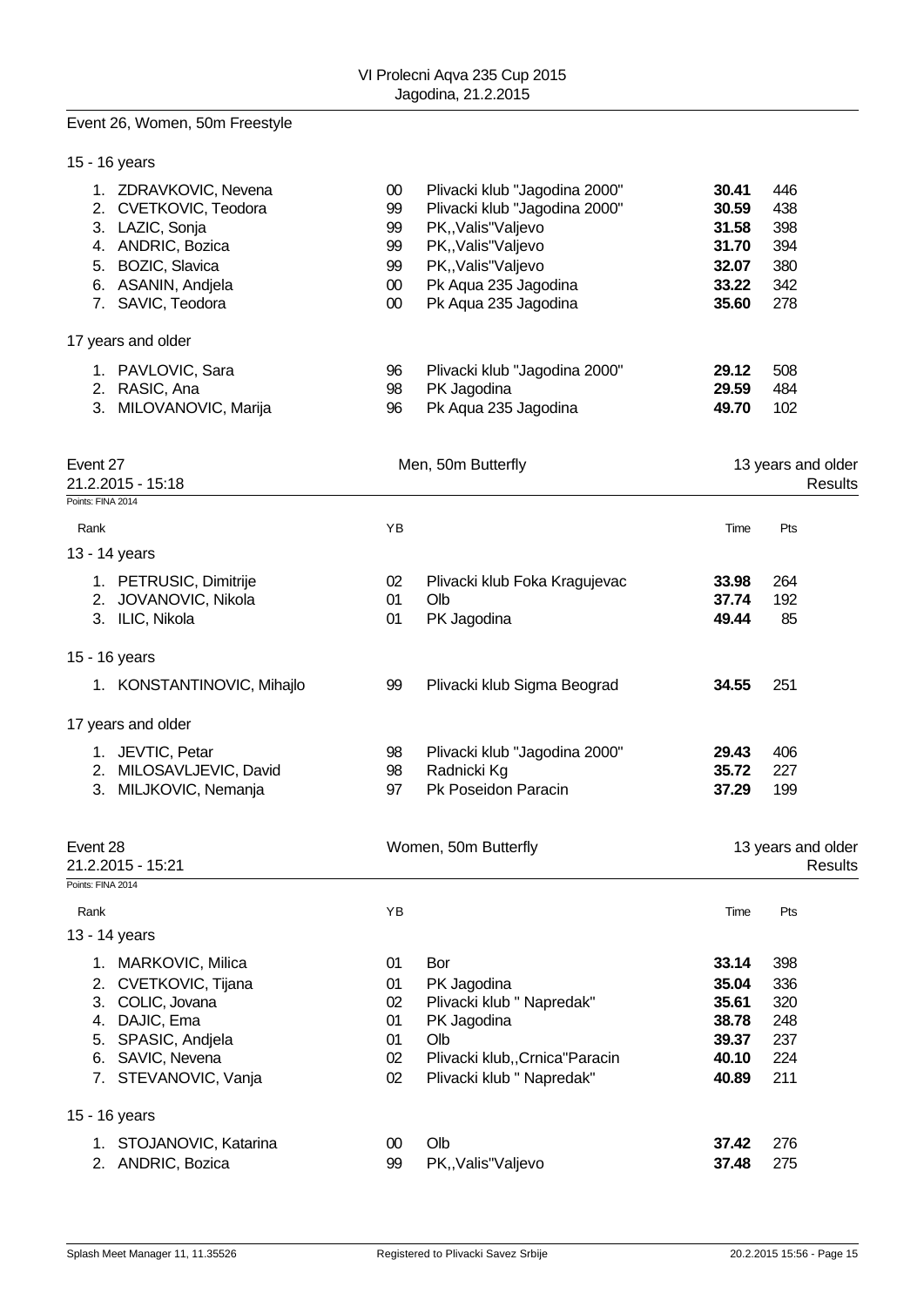## Event 26, Women, 50m Freestyle

### 15 - 16 years

| Rank | Name | YB | Club | Time | Pts |
|---|---|---|---|---|---|
| 1. | ZDRAVKOVIC, Nevena | 00 | Plivacki klub "Jagodina 2000" | **30.41** | 446 |
| 2. | CVETKOVIC, Teodora | 99 | Plivacki klub "Jagodina 2000" | **30.59** | 438 |
| 3. | LAZIC, Sonja | 99 | PK,,Valis"Valjevo | **31.58** | 398 |
| 4. | ANDRIC, Bozica | 99 | PK,,Valis"Valjevo | **31.70** | 394 |
| 5. | BOZIC, Slavica | 99 | PK,,Valis"Valjevo | **32.07** | 380 |
| 6. | ASANIN, Andjela | 00 | Pk Aqua 235 Jagodina | **33.22** | 342 |
| 7. | SAVIC, Teodora | 00 | Pk Aqua 235 Jagodina | **35.60** | 278 |

### 17 years and older

| Rank | Name | YB | Club | Time | Pts |
|---|---|---|---|---|---|
| 1. | PAVLOVIC, Sara | 96 | Plivacki klub "Jagodina 2000" | **29.12** | 508 |
| 2. | RASIC, Ana | 98 | PK Jagodina | **29.59** | 484 |
| 3. | MILOVANOVIC, Marija | 96 | Pk Aqua 235 Jagodina | **49.70** | 102 |

## Event 27 — Men, 50m Butterfly — 13 years and older

21.2.2015 - 15:18 — Results

Points: FINA 2014

### 13 - 14 years

| Rank | Name | YB | Club | Time | Pts |
|---|---|---|---|---|---|
| 1. | PETRUSIC, Dimitrije | 02 | Plivacki klub Foka Kragujevac | **33.98** | 264 |
| 2. | JOVANOVIC, Nikola | 01 | Olb | **37.74** | 192 |
| 3. | ILIC, Nikola | 01 | PK Jagodina | **49.44** | 85 |

### 15 - 16 years

| Rank | Name | YB | Club | Time | Pts |
|---|---|---|---|---|---|
| 1. | KONSTANTINOVIC, Mihajlo | 99 | Plivacki klub Sigma Beograd | **34.55** | 251 |

### 17 years and older

| Rank | Name | YB | Club | Time | Pts |
|---|---|---|---|---|---|
| 1. | JEVTIC, Petar | 98 | Plivacki klub "Jagodina 2000" | **29.43** | 406 |
| 2. | MILOSAVLJEVIC, David | 98 | Radnicki Kg | **35.72** | 227 |
| 3. | MILJKOVIC, Nemanja | 97 | Pk Poseidon Paracin | **37.29** | 199 |

## Event 28 — Women, 50m Butterfly — 13 years and older

21.2.2015 - 15:21 — Results

Points: FINA 2014

### 13 - 14 years

| Rank | Name | YB | Club | Time | Pts |
|---|---|---|---|---|---|
| 1. | MARKOVIC, Milica | 01 | Bor | **33.14** | 398 |
| 2. | CVETKOVIC, Tijana | 01 | PK Jagodina | **35.04** | 336 |
| 3. | COLIC, Jovana | 02 | Plivacki klub " Napredak" | **35.61** | 320 |
| 4. | DAJIC, Ema | 01 | PK Jagodina | **38.78** | 248 |
| 5. | SPASIC, Andjela | 01 | Olb | **39.37** | 237 |
| 6. | SAVIC, Nevena | 02 | Plivacki klub,,Crnica"Paracin | **40.10** | 224 |
| 7. | STEVANOVIC, Vanja | 02 | Plivacki klub " Napredak" | **40.89** | 211 |

### 15 - 16 years

| Rank | Name | YB | Club | Time | Pts |
|---|---|---|---|---|---|
| 1. | STOJANOVIC, Katarina | 00 | Olb | **37.42** | 276 |
| 2. | ANDRIC, Bozica | 99 | PK,,Valis"Valjevo | **37.48** | 275 |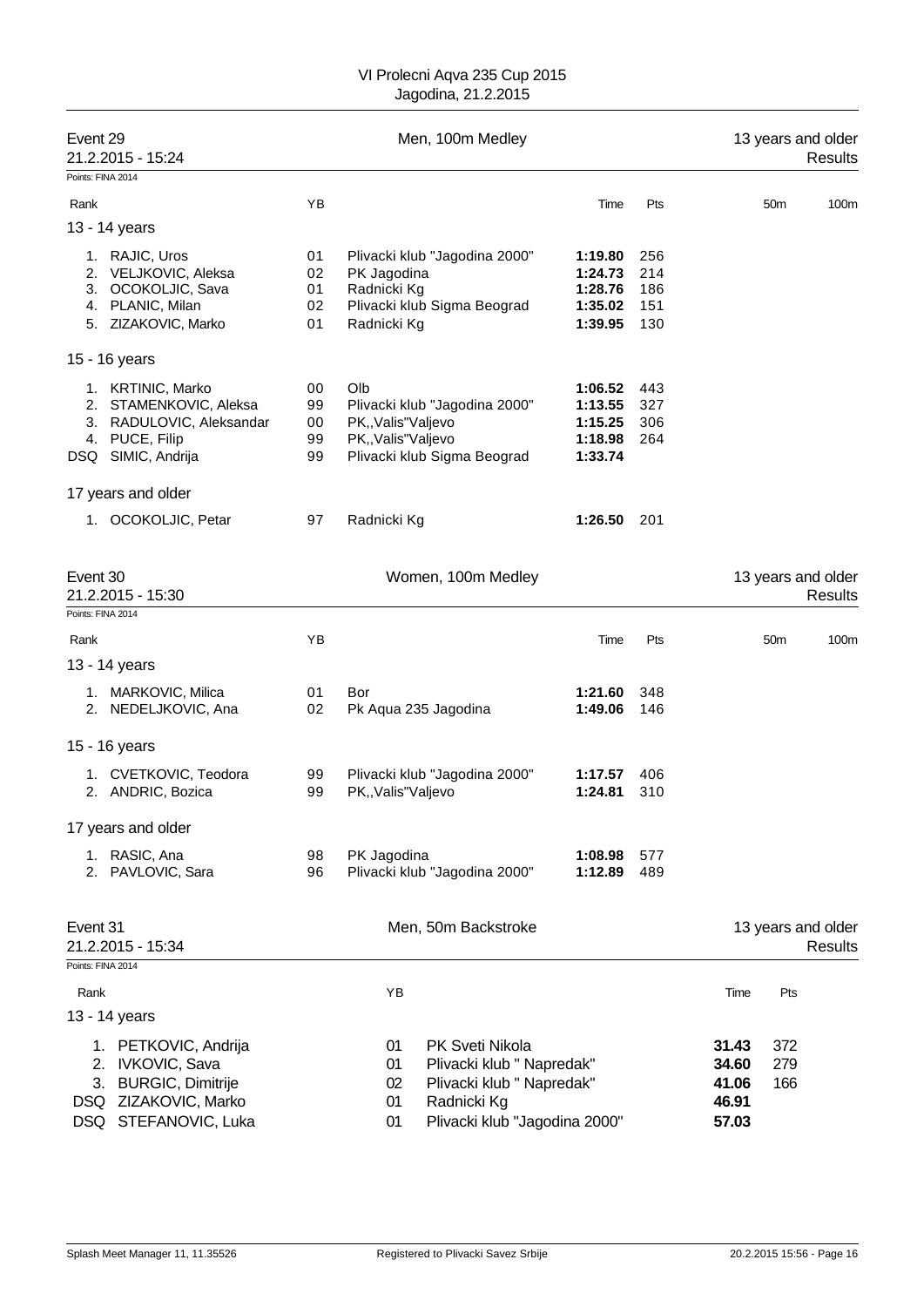VI Prolecni Aqva 235 Cup 2015
Jagodina, 21.2.2015

## Event 29 — Men, 100m Medley — 13 years and older — Results

21.2.2015 - 15:24

Points: FINA 2014

| Rank | | YB | | Time | Pts | 50m | 100m |
|---|---|---|---|---|---|---|---|
| **13 - 14 years** | | | | | | | |
| 1. | RAJIC, Uros | 01 | Plivacki klub "Jagodina 2000" | **1:19.80** | 256 | | |
| 2. | VELJKOVIC, Aleksa | 02 | PK Jagodina | **1:24.73** | 214 | | |
| 3. | OCOKOLJIC, Sava | 01 | Radnicki Kg | **1:28.76** | 186 | | |
| 4. | PLANIC, Milan | 02 | Plivacki klub Sigma Beograd | **1:35.02** | 151 | | |
| 5. | ZIZAKOVIC, Marko | 01 | Radnicki Kg | **1:39.95** | 130 | | |
| **15 - 16 years** | | | | | | | |
| 1. | KRTINIC, Marko | 00 | Olb | **1:06.52** | 443 | | |
| 2. | STAMENKOVIC, Aleksa | 99 | Plivacki klub "Jagodina 2000" | **1:13.55** | 327 | | |
| 3. | RADULOVIC, Aleksandar | 00 | PK,,Valis"Valjevo | **1:15.25** | 306 | | |
| 4. | PUCE, Filip | 99 | PK,,Valis"Valjevo | **1:18.98** | 264 | | |
| DSQ | SIMIC, Andrija | 99 | Plivacki klub Sigma Beograd | **1:33.74** | | | |
| **17 years and older** | | | | | | | |
| 1. | OCOKOLJIC, Petar | 97 | Radnicki Kg | **1:26.50** | 201 | | |

## Event 30 — Women, 100m Medley — 13 years and older — Results

21.2.2015 - 15:30

Points: FINA 2014

| Rank | | YB | | Time | Pts | 50m | 100m |
|---|---|---|---|---|---|---|---|
| **13 - 14 years** | | | | | | | |
| 1. | MARKOVIC, Milica | 01 | Bor | **1:21.60** | 348 | | |
| 2. | NEDELJKOVIC, Ana | 02 | Pk Aqua 235 Jagodina | **1:49.06** | 146 | | |
| **15 - 16 years** | | | | | | | |
| 1. | CVETKOVIC, Teodora | 99 | Plivacki klub "Jagodina 2000" | **1:17.57** | 406 | | |
| 2. | ANDRIC, Bozica | 99 | PK,,Valis"Valjevo | **1:24.81** | 310 | | |
| **17 years and older** | | | | | | | |
| 1. | RASIC, Ana | 98 | PK Jagodina | **1:08.98** | 577 | | |
| 2. | PAVLOVIC, Sara | 96 | Plivacki klub "Jagodina 2000" | **1:12.89** | 489 | | |

## Event 31 — Men, 50m Backstroke — 13 years and older — Results

21.2.2015 - 15:34

Points: FINA 2014

| Rank | | YB | | Time | Pts |
|---|---|---|---|---|---|
| **13 - 14 years** | | | | | |
| 1. | PETKOVIC, Andrija | 01 | PK Sveti Nikola | **31.43** | 372 |
| 2. | IVKOVIC, Sava | 01 | Plivacki klub " Napredak" | **34.60** | 279 |
| 3. | BURGIC, Dimitrije | 02 | Plivacki klub " Napredak" | **41.06** | 166 |
| DSQ | ZIZAKOVIC, Marko | 01 | Radnicki Kg | **46.91** | |
| DSQ | STEFANOVIC, Luka | 01 | Plivacki klub "Jagodina 2000" | **57.03** | |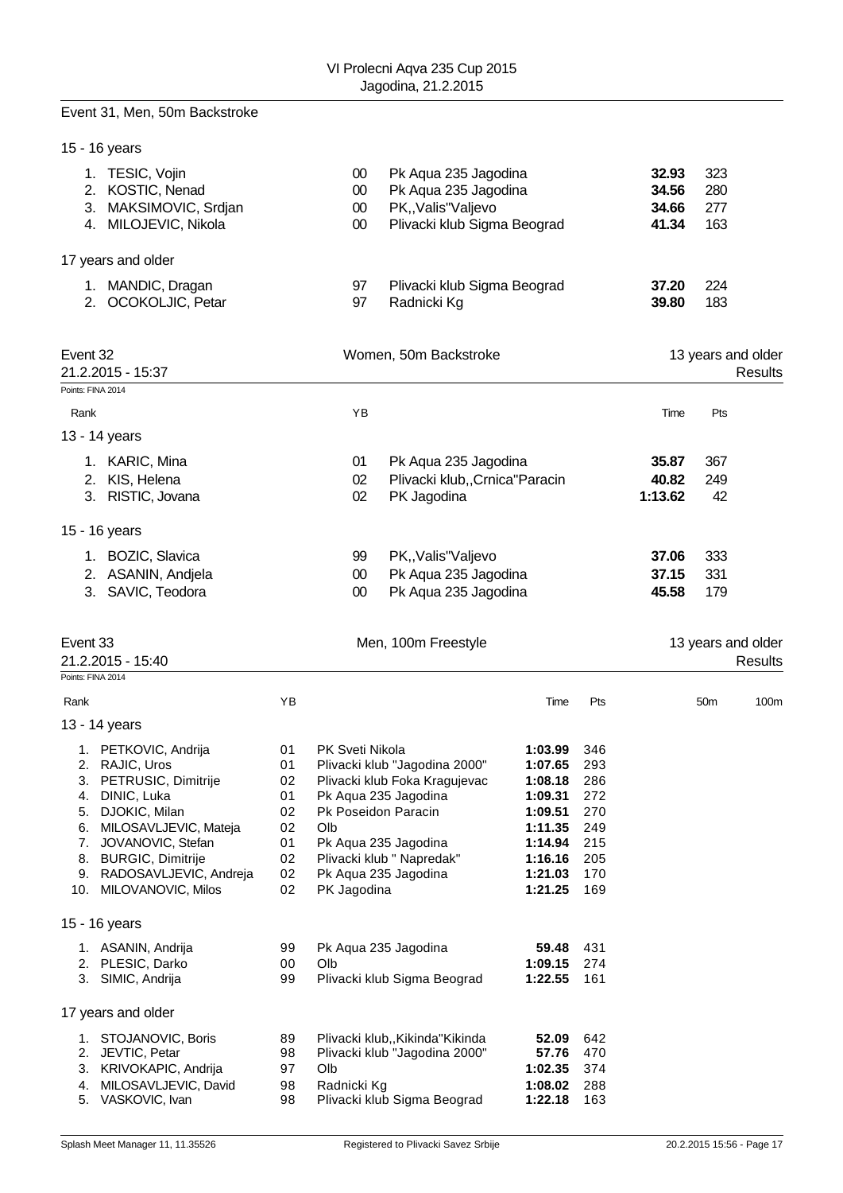Event 31, Men, 50m Backstroke

15 - 16 years

| Rank | Name | YB | Club | Time | Pts |
|---|---|---|---|---|---|
| 1. | TESIC, Vojin | 00 | Pk Aqua 235 Jagodina | **32.93** | 323 |
| 2. | KOSTIC, Nenad | 00 | Pk Aqua 235 Jagodina | **34.56** | 280 |
| 3. | MAKSIMOVIC, Srdjan | 00 | PK,,Valis"Valjevo | **34.66** | 277 |
| 4. | MILOJEVIC, Nikola | 00 | Plivacki klub Sigma Beograd | **41.34** | 163 |

17 years and older

| Rank | Name | YB | Club | Time | Pts |
|---|---|---|---|---|---|
| 1. | MANDIC, Dragan | 97 | Plivacki klub Sigma Beograd | **37.20** | 224 |
| 2. | OCOKOLJIC, Petar | 97 | Radnicki Kg | **39.80** | 183 |

Event 32 — Women, 50m Backstroke — 13 years and older

21.2.2015 - 15:37 — Results

Points: FINA 2014

13 - 14 years

| Rank | Name | YB | Club | Time | Pts |
|---|---|---|---|---|---|
| 1. | KARIC, Mina | 01 | Pk Aqua 235 Jagodina | **35.87** | 367 |
| 2. | KIS, Helena | 02 | Plivacki klub,,Crnica"Paracin | **40.82** | 249 |
| 3. | RISTIC, Jovana | 02 | PK Jagodina | **1:13.62** | 42 |

15 - 16 years

| Rank | Name | YB | Club | Time | Pts |
|---|---|---|---|---|---|
| 1. | BOZIC, Slavica | 99 | PK,,Valis"Valjevo | **37.06** | 333 |
| 2. | ASANIN, Andjela | 00 | Pk Aqua 235 Jagodina | **37.15** | 331 |
| 3. | SAVIC, Teodora | 00 | Pk Aqua 235 Jagodina | **45.58** | 179 |

Event 33 — Men, 100m Freestyle — 13 years and older

21.2.2015 - 15:40 — Results

Points: FINA 2014

13 - 14 years

| Rank | Name | YB | Club | Time | Pts | 50m | 100m |
|---|---|---|---|---|---|---|---|
| 1. | PETKOVIC, Andrija | 01 | PK Sveti Nikola | **1:03.99** | 346 | | |
| 2. | RAJIC, Uros | 01 | Plivacki klub "Jagodina 2000" | **1:07.65** | 293 | | |
| 3. | PETRUSIC, Dimitrije | 02 | Plivacki klub Foka Kragujevac | **1:08.18** | 286 | | |
| 4. | DINIC, Luka | 01 | Pk Aqua 235 Jagodina | **1:09.31** | 272 | | |
| 5. | DJOKIC, Milan | 02 | Pk Poseidon Paracin | **1:09.51** | 270 | | |
| 6. | MILOSAVLJEVIC, Mateja | 02 | Olb | **1:11.35** | 249 | | |
| 7. | JOVANOVIC, Stefan | 01 | Pk Aqua 235 Jagodina | **1:14.94** | 215 | | |
| 8. | BURGIC, Dimitrije | 02 | Plivacki klub " Napredak" | **1:16.16** | 205 | | |
| 9. | RADOSAVLJEVIC, Andreja | 02 | Pk Aqua 235 Jagodina | **1:21.03** | 170 | | |
| 10. | MILOVANOVIC, Milos | 02 | PK Jagodina | **1:21.25** | 169 | | |

15 - 16 years

| Rank | Name | YB | Club | Time | Pts | 50m | 100m |
|---|---|---|---|---|---|---|---|
| 1. | ASANIN, Andrija | 99 | Pk Aqua 235 Jagodina | **59.48** | 431 | | |
| 2. | PLESIC, Darko | 00 | Olb | **1:09.15** | 274 | | |
| 3. | SIMIC, Andrija | 99 | Plivacki klub Sigma Beograd | **1:22.55** | 161 | | |

17 years and older

| Rank | Name | YB | Club | Time | Pts | 50m | 100m |
|---|---|---|---|---|---|---|---|
| 1. | STOJANOVIC, Boris | 89 | Plivacki klub,,Kikinda"Kikinda | **52.09** | 642 | | |
| 2. | JEVTIC, Petar | 98 | Plivacki klub "Jagodina 2000" | **57.76** | 470 | | |
| 3. | KRIVOKAPIC, Andrija | 97 | Olb | **1:02.35** | 374 | | |
| 4. | MILOSAVLJEVIC, David | 98 | Radnicki Kg | **1:08.02** | 288 | | |
| 5. | VASKOVIC, Ivan | 98 | Plivacki klub Sigma Beograd | **1:22.18** | 163 | | |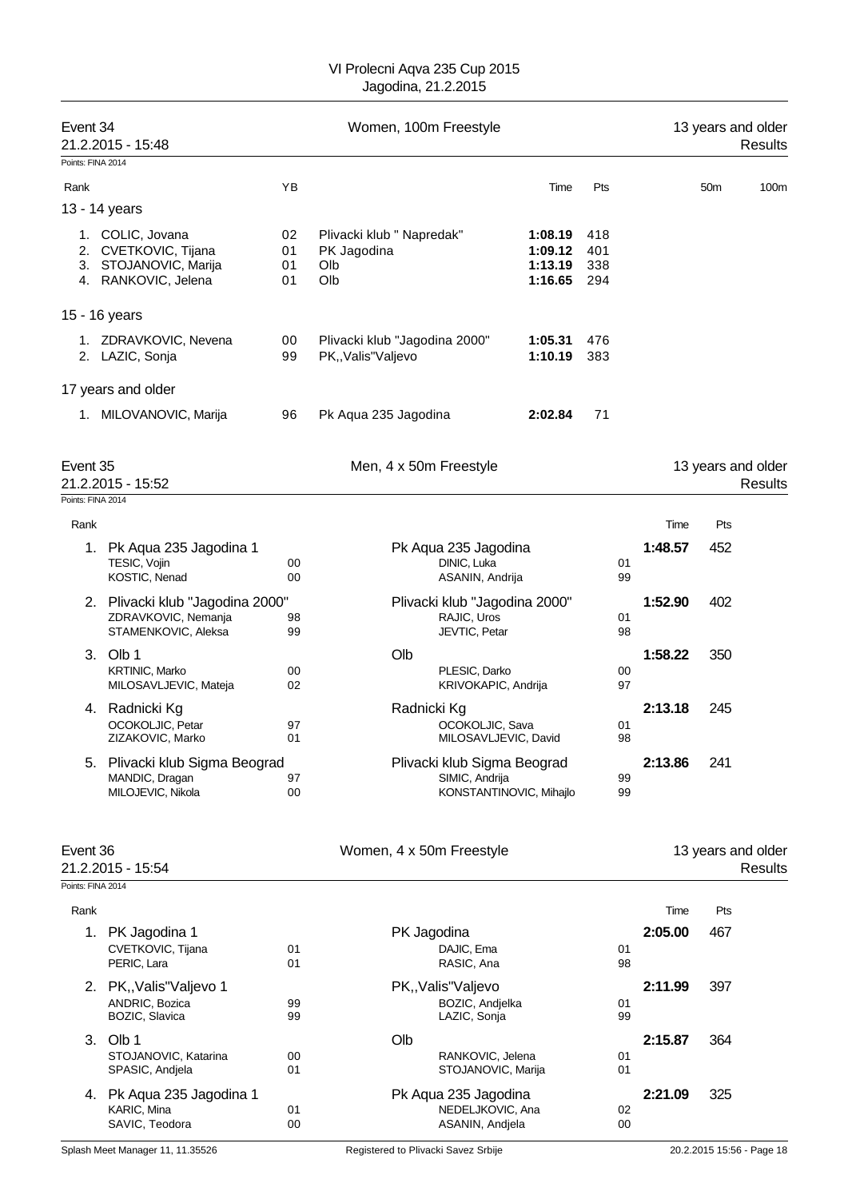# VI Prolecni Aqva 235 Cup 2015
Jagodina, 21.2.2015

## Event 34 — Women, 100m Freestyle — 13 years and older

21.2.2015 - 15:48 — Results

Points: FINA 2014

| Rank | | YB | | Time | Pts | 50m | 100m |
|---|---|---|---|---|---|---|---|
| **13 - 14 years** | | | | | | | |
| 1. | COLIC, Jovana | 02 | Plivacki klub " Napredak" | **1:08.19** | 418 | | |
| 2. | CVETKOVIC, Tijana | 01 | PK Jagodina | **1:09.12** | 401 | | |
| 3. | STOJANOVIC, Marija | 01 | Olb | **1:13.19** | 338 | | |
| 4. | RANKOVIC, Jelena | 01 | Olb | **1:16.65** | 294 | | |
| **15 - 16 years** | | | | | | | |
| 1. | ZDRAVKOVIC, Nevena | 00 | Plivacki klub "Jagodina 2000" | **1:05.31** | 476 | | |
| 2. | LAZIC, Sonja | 99 | PK,,Valis"Valjevo | **1:10.19** | 383 | | |
| **17 years and older** | | | | | | | |
| 1. | MILOVANOVIC, Marija | 96 | Pk Aqua 235 Jagodina | **2:02.84** | 71 | | |

## Event 35 — Men, 4 x 50m Freestyle — 13 years and older

21.2.2015 - 15:52 — Results

Points: FINA 2014

| Rank | Team | | Club | | Time | Pts |
|---|---|---|---|---|---|---|
| 1. | Pk Aqua 235 Jagodina 1 | | Pk Aqua 235 Jagodina | | **1:48.57** | 452 |
| | TESIC, Vojin | 00 | DINIC, Luka | 01 | | |
| | KOSTIC, Nenad | 00 | ASANIN, Andrija | 99 | | |
| 2. | Plivacki klub "Jagodina 2000" | | Plivacki klub "Jagodina 2000" | | **1:52.90** | 402 |
| | ZDRAVKOVIC, Nemanja | 98 | RAJIC, Uros | 01 | | |
| | STAMENKOVIC, Aleksa | 99 | JEVTIC, Petar | 98 | | |
| 3. | Olb 1 | | Olb | | **1:58.22** | 350 |
| | KRTINIC, Marko | 00 | PLESIC, Darko | 00 | | |
| | MILOSAVLJEVIC, Mateja | 02 | KRIVOKAPIC, Andrija | 97 | | |
| 4. | Radnicki Kg | | Radnicki Kg | | **2:13.18** | 245 |
| | OCOKOLJIC, Petar | 97 | OCOKOLJIC, Sava | 01 | | |
| | ZIZAKOVIC, Marko | 01 | MILOSAVLJEVIC, David | 98 | | |
| 5. | Plivacki klub Sigma Beograd | | Plivacki klub Sigma Beograd | | **2:13.86** | 241 |
| | MANDIC, Dragan | 97 | SIMIC, Andrija | 99 | | |
| | MILOJEVIC, Nikola | 00 | KONSTANTINOVIC, Mihajlo | 99 | | |

## Event 36 — Women, 4 x 50m Freestyle — 13 years and older

21.2.2015 - 15:54 — Results

Points: FINA 2014

| Rank | Team | | Club | | Time | Pts |
|---|---|---|---|---|---|---|
| 1. | PK Jagodina 1 | | PK Jagodina | | **2:05.00** | 467 |
| | CVETKOVIC, Tijana | 01 | DAJIC, Ema | 01 | | |
| | PERIC, Lara | 01 | RASIC, Ana | 98 | | |
| 2. | PK,,Valis"Valjevo 1 | | PK,,Valis"Valjevo | | **2:11.99** | 397 |
| | ANDRIC, Bozica | 99 | BOZIC, Andjelka | 01 | | |
| | BOZIC, Slavica | 99 | LAZIC, Sonja | 99 | | |
| 3. | Olb 1 | | Olb | | **2:15.87** | 364 |
| | STOJANOVIC, Katarina | 00 | RANKOVIC, Jelena | 01 | | |
| | SPASIC, Andjela | 01 | STOJANOVIC, Marija | 01 | | |
| 4. | Pk Aqua 235 Jagodina 1 | | Pk Aqua 235 Jagodina | | **2:21.09** | 325 |
| | KARIC, Mina | 01 | NEDELJKOVIC, Ana | 02 | | |
| | SAVIC, Teodora | 00 | ASANIN, Andjela | 00 | | |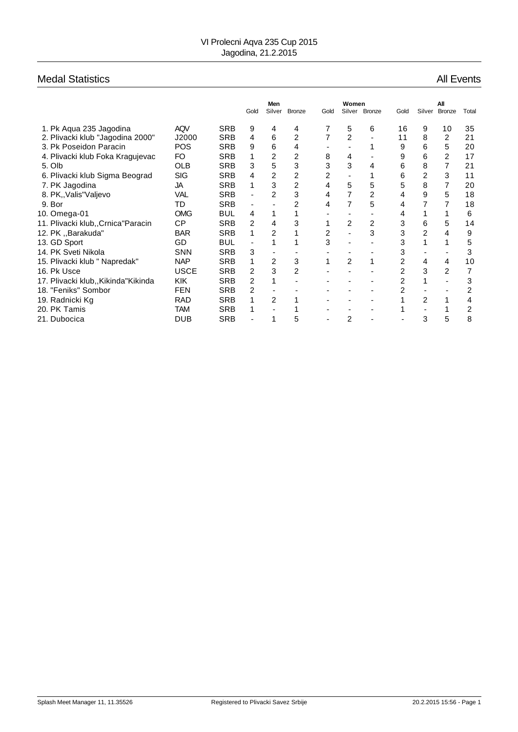VI Prolecni Aqva 235 Cup 2015
Jagodina, 21.2.2015

## Medal Statistics

All Events

| | | | Men | | | Women | | | All | | | |
|---|---|---|---|---|---|---|---|---|---|---|---|---|
| | | | Gold | Silver | Bronze | Gold | Silver | Bronze | Gold | Silver | Bronze | Total |
| 1. Pk Aqua 235 Jagodina | AQV | SRB | 9 | 4 | 4 | 7 | 5 | 6 | 16 | 9 | 10 | 35 |
| 2. Plivacki klub "Jagodina 2000" | J2000 | SRB | 4 | 6 | 2 | 7 | 2 | - | 11 | 8 | 2 | 21 |
| 3. Pk Poseidon Paracin | POS | SRB | 9 | 6 | 4 | - | - | 1 | 9 | 6 | 5 | 20 |
| 4. Plivacki klub Foka Kragujevac | FO | SRB | 1 | 2 | 2 | 8 | 4 | - | 9 | 6 | 2 | 17 |
| 5. Olb | OLB | SRB | 3 | 5 | 3 | 3 | 3 | 4 | 6 | 8 | 7 | 21 |
| 6. Plivacki klub Sigma Beograd | SIG | SRB | 4 | 2 | 2 | 2 | - | 1 | 6 | 2 | 3 | 11 |
| 7. PK Jagodina | JA | SRB | 1 | 3 | 2 | 4 | 5 | 5 | 5 | 8 | 7 | 20 |
| 8. PK,,Valis"Valjevo | VAL | SRB | - | 2 | 3 | 4 | 7 | 2 | 4 | 9 | 5 | 18 |
| 9. Bor | TD | SRB | - | - | 2 | 4 | 7 | 5 | 4 | 7 | 7 | 18 |
| 10. Omega-01 | OMG | BUL | 4 | 1 | 1 | - | - | - | 4 | 1 | 1 | 6 |
| 11. Plivacki klub,,Crnica"Paracin | CP | SRB | 2 | 4 | 3 | 1 | 2 | 2 | 3 | 6 | 5 | 14 |
| 12. PK ,,Barakuda" | BAR | SRB | 1 | 2 | 1 | 2 | - | 3 | 3 | 2 | 4 | 9 |
| 13. GD Sport | GD | BUL | - | 1 | 1 | 3 | - | - | 3 | 1 | 1 | 5 |
| 14. PK Sveti Nikola | SNN | SRB | 3 | - | - | - | - | - | 3 | - | - | 3 |
| 15. Plivacki klub " Napredak" | NAP | SRB | 1 | 2 | 3 | 1 | 2 | 1 | 2 | 4 | 4 | 10 |
| 16. Pk Usce | USCE | SRB | 2 | 3 | 2 | - | - | - | 2 | 3 | 2 | 7 |
| 17. Plivacki klub,,Kikinda"Kikinda | KIK | SRB | 2 | 1 | - | - | - | - | 2 | 1 | - | 3 |
| 18. "Feniks" Sombor | FEN | SRB | 2 | - | - | - | - | - | 2 | - | - | 2 |
| 19. Radnicki Kg | RAD | SRB | 1 | 2 | 1 | - | - | - | 1 | 2 | 1 | 4 |
| 20. PK Tamis | TAM | SRB | 1 | - | 1 | - | - | - | 1 | - | 1 | 2 |
| 21. Dubocica | DUB | SRB | - | 1 | 5 | - | 2 | - | - | 3 | 5 | 8 |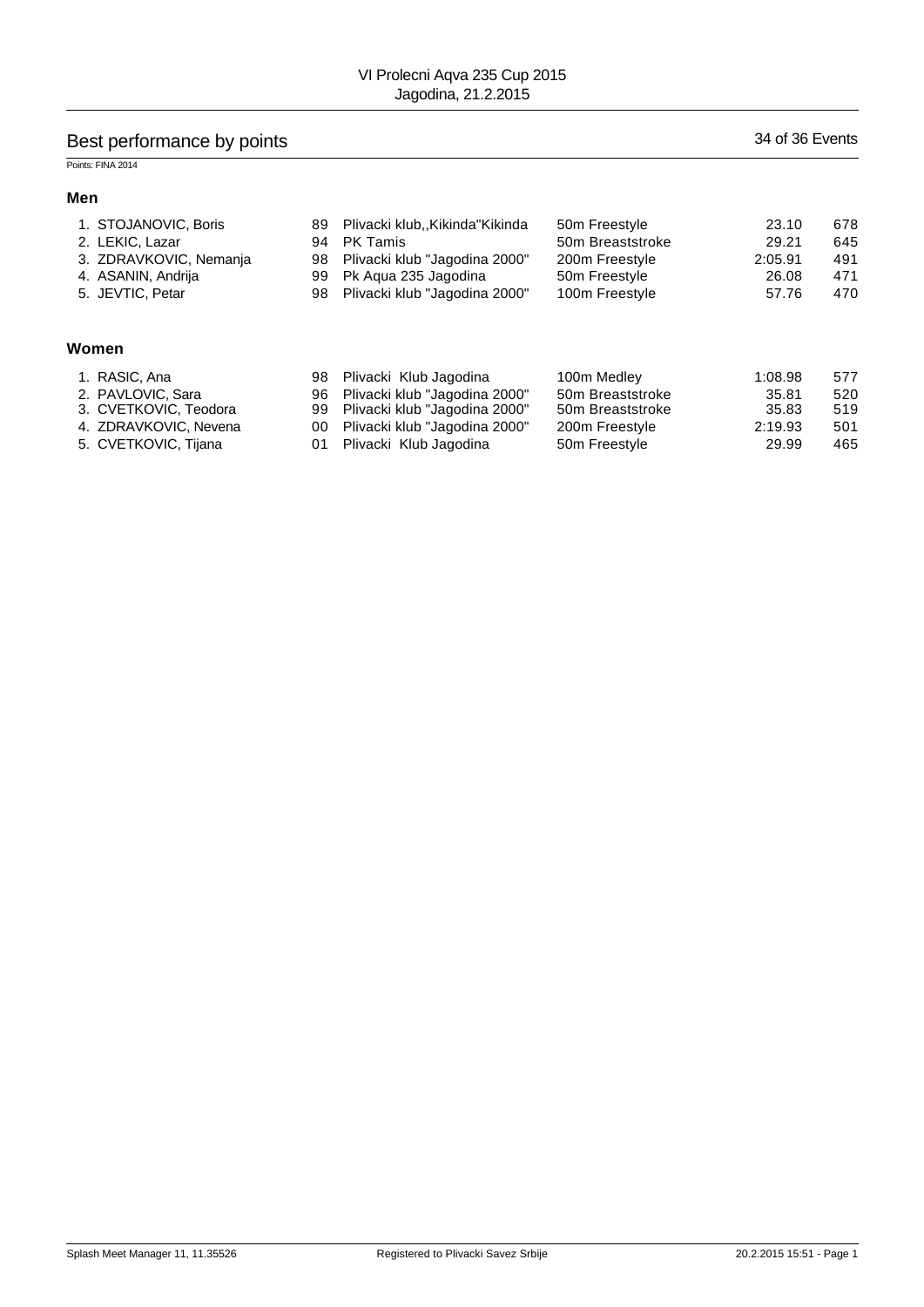# Best performance by points

34 of 36 Events

Points: FINA 2014

## Men

| | | | | | | |
|---|---|---|---|---|---|---|
| 1. | STOJANOVIC, Boris | 89 | Plivacki klub,,Kikinda"Kikinda | 50m Freestyle | 23.10 | 678 |
| 2. | LEKIC, Lazar | 94 | PK Tamis | 50m Breaststroke | 29.21 | 645 |
| 3. | ZDRAVKOVIC, Nemanja | 98 | Plivacki klub "Jagodina 2000" | 200m Freestyle | 2:05.91 | 491 |
| 4. | ASANIN, Andrija | 99 | Pk Aqua 235 Jagodina | 50m Freestyle | 26.08 | 471 |
| 5. | JEVTIC, Petar | 98 | Plivacki klub "Jagodina 2000" | 100m Freestyle | 57.76 | 470 |

## Women

| | | | | | | |
|---|---|---|---|---|---|---|
| 1. | RASIC, Ana | 98 | Plivacki Klub Jagodina | 100m Medley | 1:08.98 | 577 |
| 2. | PAVLOVIC, Sara | 96 | Plivacki klub "Jagodina 2000" | 50m Breaststroke | 35.81 | 520 |
| 3. | CVETKOVIC, Teodora | 99 | Plivacki klub "Jagodina 2000" | 50m Breaststroke | 35.83 | 519 |
| 4. | ZDRAVKOVIC, Nevena | 00 | Plivacki klub "Jagodina 2000" | 200m Freestyle | 2:19.93 | 501 |
| 5. | CVETKOVIC, Tijana | 01 | Plivacki Klub Jagodina | 50m Freestyle | 29.99 | 465 |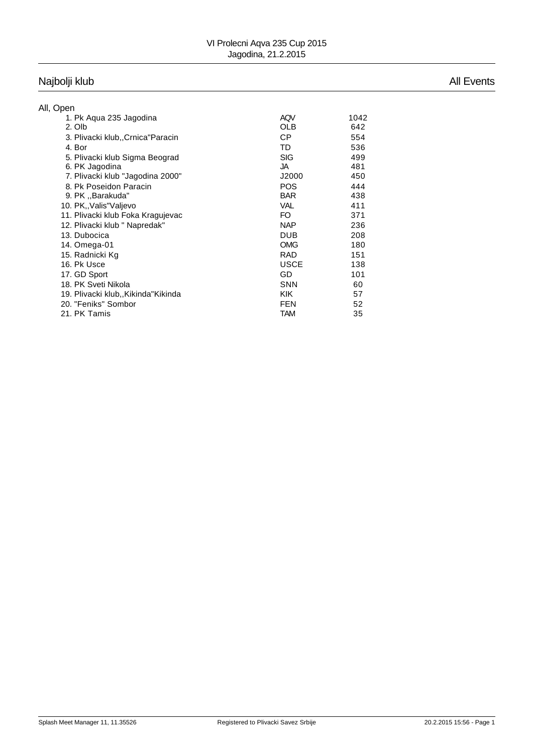VI Prolecni Aqva 235 Cup 2015
Jagodina, 21.2.2015

## Najbolji klub

All Events

All, Open

| | | |
|---|---|---|
| 1. Pk Aqua 235 Jagodina | AQV | 1042 |
| 2. Olb | OLB | 642 |
| 3. Plivacki klub,,Crnica"Paracin | CP | 554 |
| 4. Bor | TD | 536 |
| 5. Plivacki klub Sigma Beograd | SIG | 499 |
| 6. PK Jagodina | JA | 481 |
| 7. Plivacki klub "Jagodina 2000" | J2000 | 450 |
| 8. Pk Poseidon Paracin | POS | 444 |
| 9. PK ,,Barakuda" | BAR | 438 |
| 10. PK,,Valis"Valjevo | VAL | 411 |
| 11. Plivacki klub Foka Kragujevac | FO | 371 |
| 12. Plivacki klub " Napredak" | NAP | 236 |
| 13. Dubocica | DUB | 208 |
| 14. Omega-01 | OMG | 180 |
| 15. Radnicki Kg | RAD | 151 |
| 16. Pk Usce | USCE | 138 |
| 17. GD Sport | GD | 101 |
| 18. PK Sveti Nikola | SNN | 60 |
| 19. Plivacki klub,,Kikinda"Kikinda | KIK | 57 |
| 20. "Feniks" Sombor | FEN | 52 |
| 21. PK Tamis | TAM | 35 |